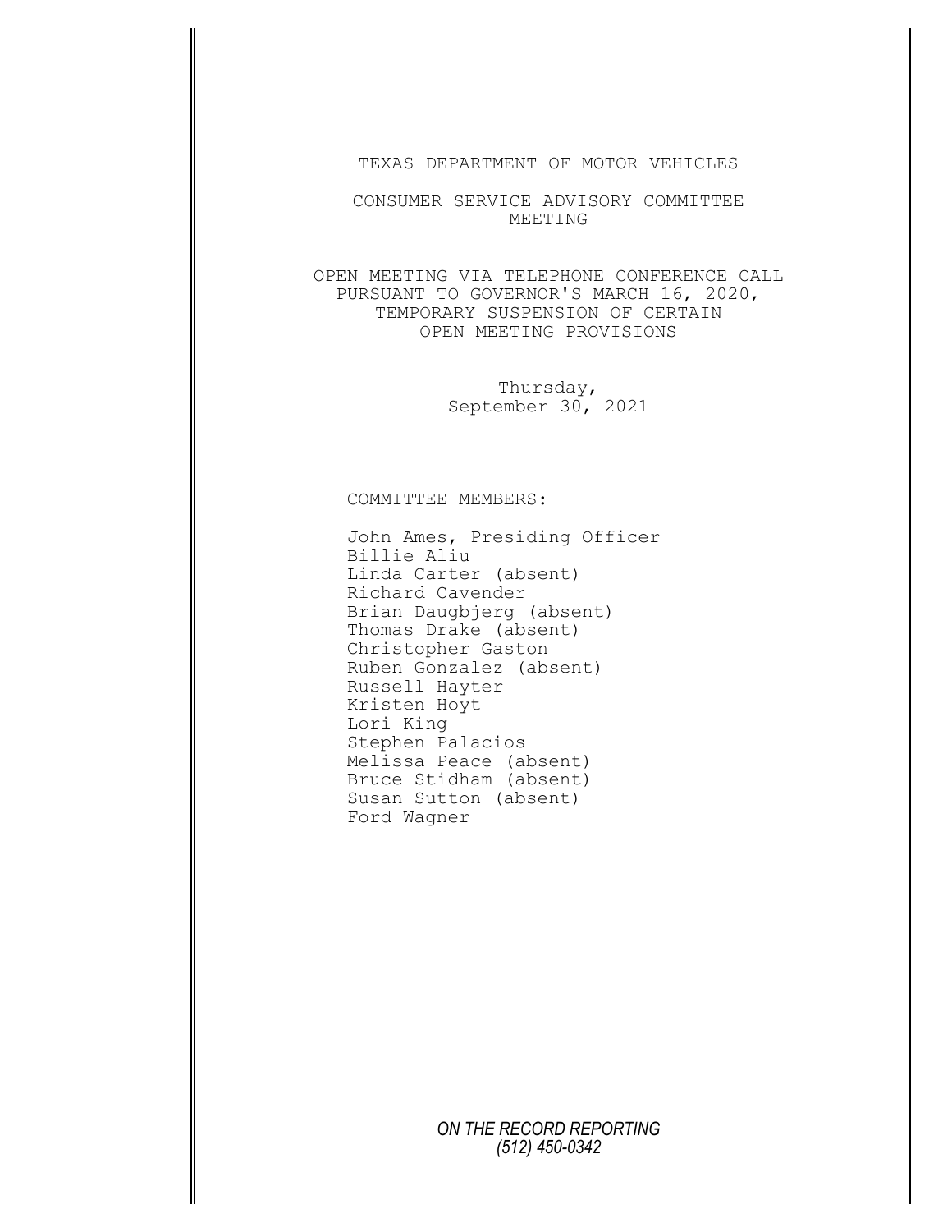TEXAS DEPARTMENT OF MOTOR VEHICLES

CONSUMER SERVICE ADVISORY COMMITTEE MEETING

OPEN MEETING VIA TELEPHONE CONFERENCE CALL PURSUANT TO GOVERNOR'S MARCH 16, 2020, TEMPORARY SUSPENSION OF CERTAIN OPEN MEETING PROVISIONS

Thursday,
September 30, 2021

COMMITTEE MEMBERS:

John Ames, Presiding Officer
Billie Aliu
Linda Carter (absent)
Richard Cavender
Brian Daugbjerg (absent)
Thomas Drake (absent)
Christopher Gaston
Ruben Gonzalez (absent)
Russell Hayter
Kristen Hoyt
Lori King
Stephen Palacios
Melissa Peace (absent)
Bruce Stidham (absent)
Susan Sutton (absent)
Ford Wagner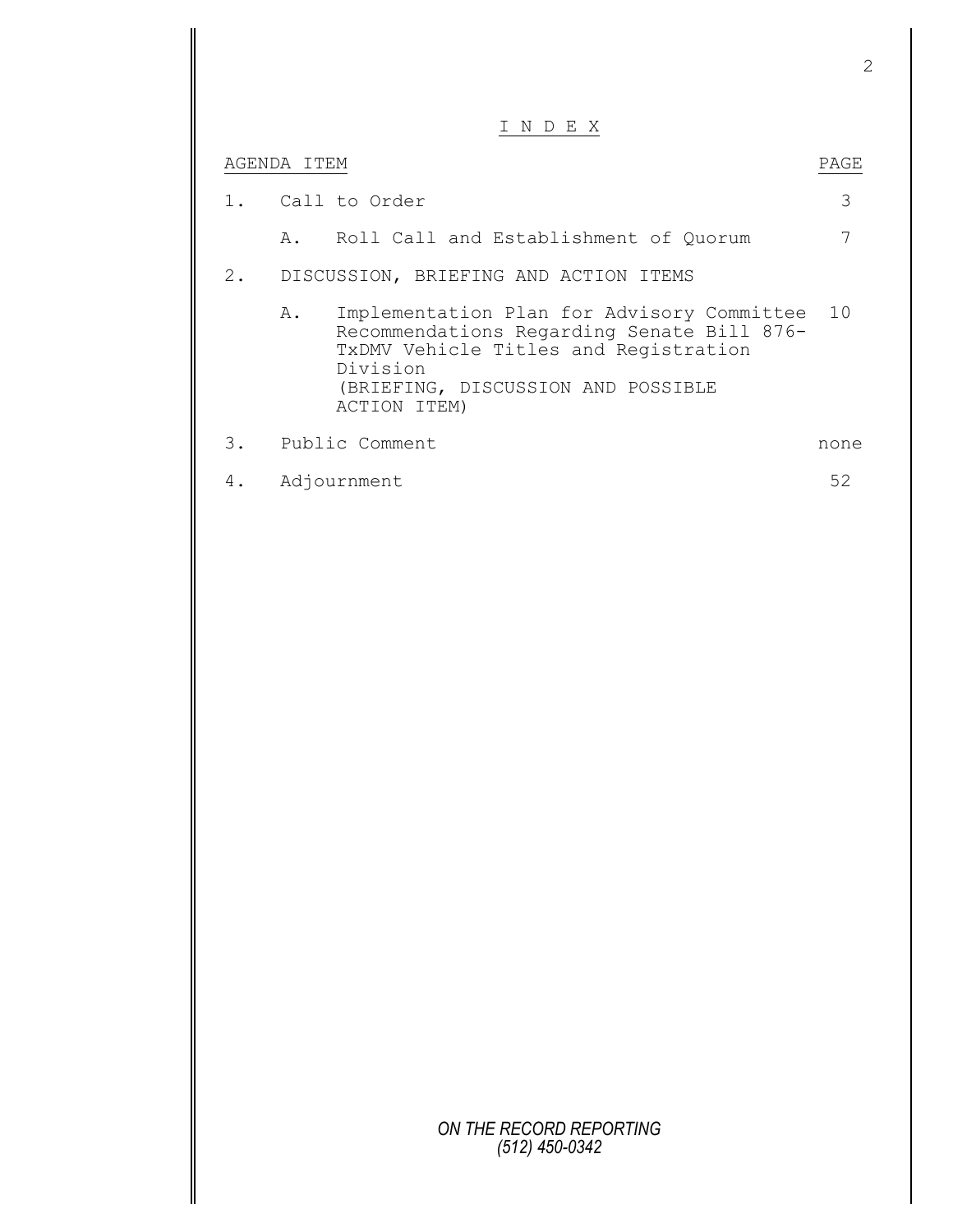# I N D E X

| AGENDA ITEM | | PAGE |
|---|---|---|
| 1. | Call to Order | 3 |
| | A. Roll Call and Establishment of Quorum | 7 |
| 2. | DISCUSSION, BRIEFING AND ACTION ITEMS | |
| | A. Implementation Plan for Advisory Committee Recommendations Regarding Senate Bill 876-TxDMV Vehicle Titles and Registration Division (BRIEFING, DISCUSSION AND POSSIBLE ACTION ITEM) | 10 |
| 3. | Public Comment | none |
| 4. | Adjournment | 52 |

*ON THE RECORD REPORTING*
*(512) 450-0342*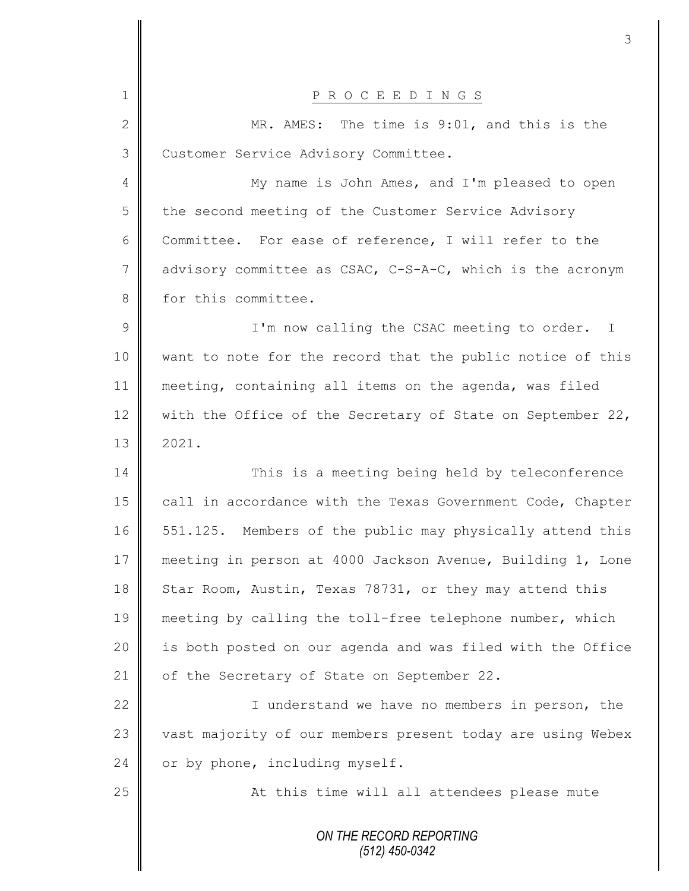# P R O C E E D I N G S

MR. AMES: The time is 9:01, and this is the Customer Service Advisory Committee.

My name is John Ames, and I'm pleased to open the second meeting of the Customer Service Advisory Committee. For ease of reference, I will refer to the advisory committee as CSAC, C-S-A-C, which is the acronym for this committee.

I'm now calling the CSAC meeting to order. I want to note for the record that the public notice of this meeting, containing all items on the agenda, was filed with the Office of the Secretary of State on September 22, 2021.

This is a meeting being held by teleconference call in accordance with the Texas Government Code, Chapter 551.125. Members of the public may physically attend this meeting in person at 4000 Jackson Avenue, Building 1, Lone Star Room, Austin, Texas 78731, or they may attend this meeting by calling the toll-free telephone number, which is both posted on our agenda and was filed with the Office of the Secretary of State on September 22.

I understand we have no members in person, the vast majority of our members present today are using Webex or by phone, including myself.

At this time will all attendees please mute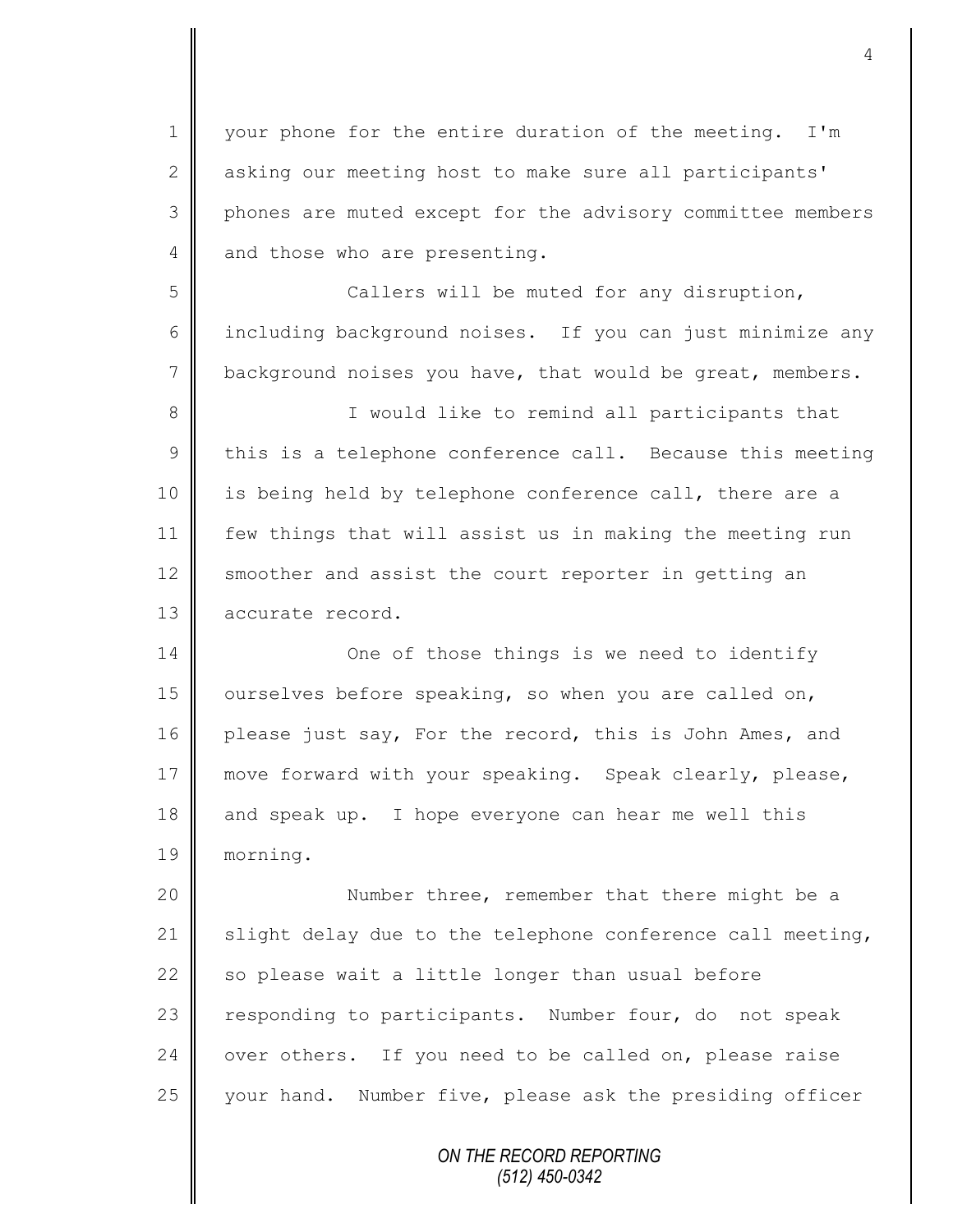your phone for the entire duration of the meeting. I'm asking our meeting host to make sure all participants' phones are muted except for the advisory committee members and those who are presenting.

Callers will be muted for any disruption, including background noises. If you can just minimize any background noises you have, that would be great, members.

I would like to remind all participants that this is a telephone conference call. Because this meeting is being held by telephone conference call, there are a few things that will assist us in making the meeting run smoother and assist the court reporter in getting an accurate record.

One of those things is we need to identify ourselves before speaking, so when you are called on, please just say, For the record, this is John Ames, and move forward with your speaking. Speak clearly, please, and speak up. I hope everyone can hear me well this morning.

Number three, remember that there might be a slight delay due to the telephone conference call meeting, so please wait a little longer than usual before responding to participants. Number four, do not speak over others. If you need to be called on, please raise your hand. Number five, please ask the presiding officer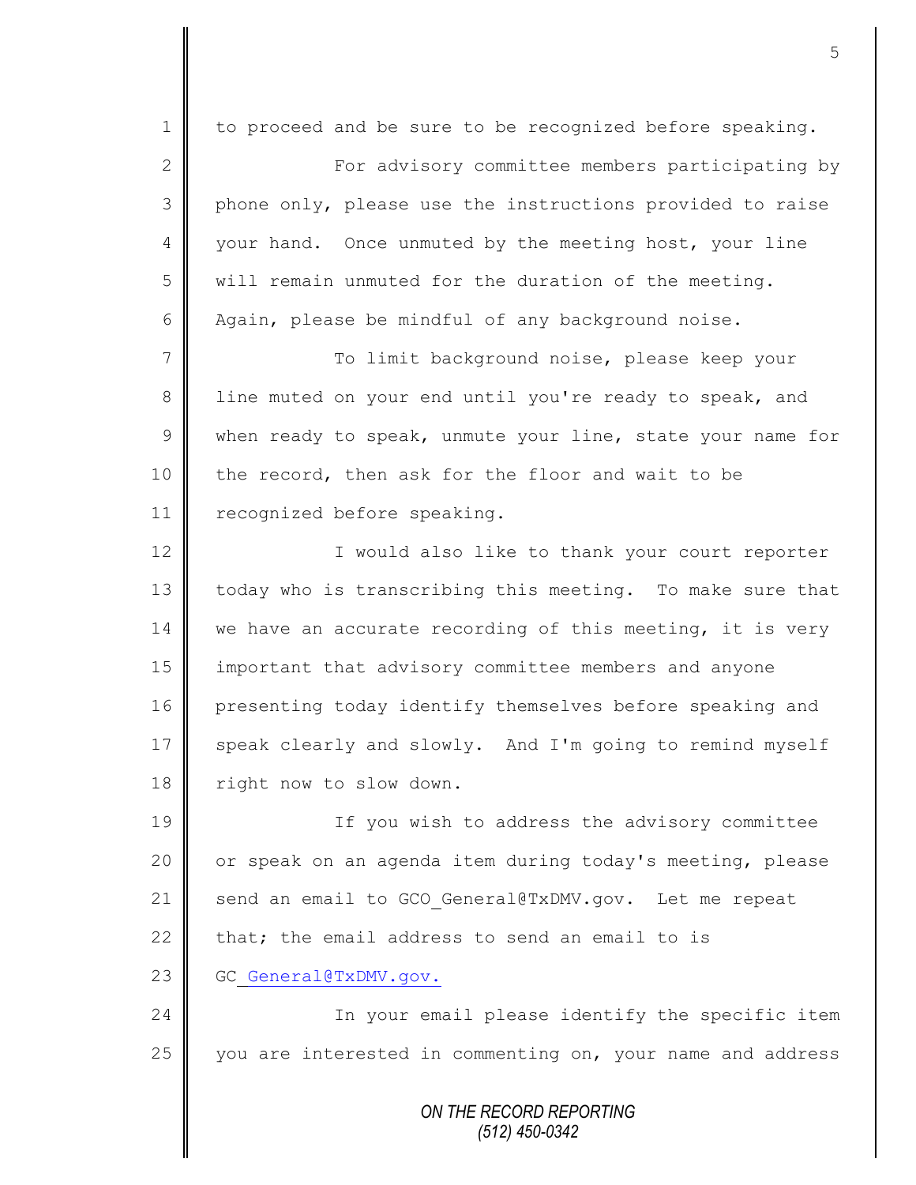to proceed and be sure to be recognized before speaking.

For advisory committee members participating by phone only, please use the instructions provided to raise your hand. Once unmuted by the meeting host, your line will remain unmuted for the duration of the meeting. Again, please be mindful of any background noise.

To limit background noise, please keep your line muted on your end until you're ready to speak, and when ready to speak, unmute your line, state your name for the record, then ask for the floor and wait to be recognized before speaking.

I would also like to thank your court reporter today who is transcribing this meeting. To make sure that we have an accurate recording of this meeting, it is very important that advisory committee members and anyone presenting today identify themselves before speaking and speak clearly and slowly. And I'm going to remind myself right now to slow down.

If you wish to address the advisory committee or speak on an agenda item during today's meeting, please send an email to GCO_General@TxDMV.gov. Let me repeat that; the email address to send an email to is GC_General@TxDMV.gov.

In your email please identify the specific item you are interested in commenting on, your name and address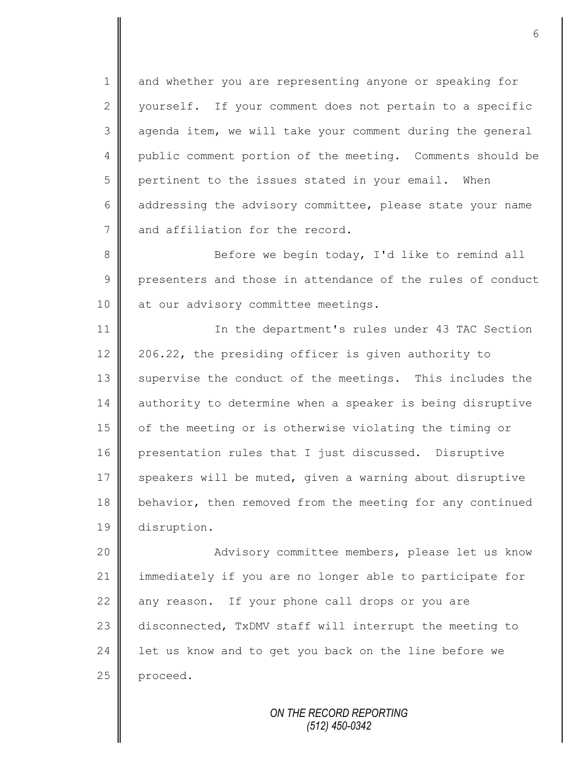and whether you are representing anyone or speaking for yourself. If your comment does not pertain to a specific agenda item, we will take your comment during the general public comment portion of the meeting. Comments should be pertinent to the issues stated in your email. When addressing the advisory committee, please state your name and affiliation for the record.

Before we begin today, I'd like to remind all presenters and those in attendance of the rules of conduct at our advisory committee meetings.

In the department's rules under 43 TAC Section 206.22, the presiding officer is given authority to supervise the conduct of the meetings. This includes the authority to determine when a speaker is being disruptive of the meeting or is otherwise violating the timing or presentation rules that I just discussed. Disruptive speakers will be muted, given a warning about disruptive behavior, then removed from the meeting for any continued disruption.

Advisory committee members, please let us know immediately if you are no longer able to participate for any reason. If your phone call drops or you are disconnected, TxDMV staff will interrupt the meeting to let us know and to get you back on the line before we proceed.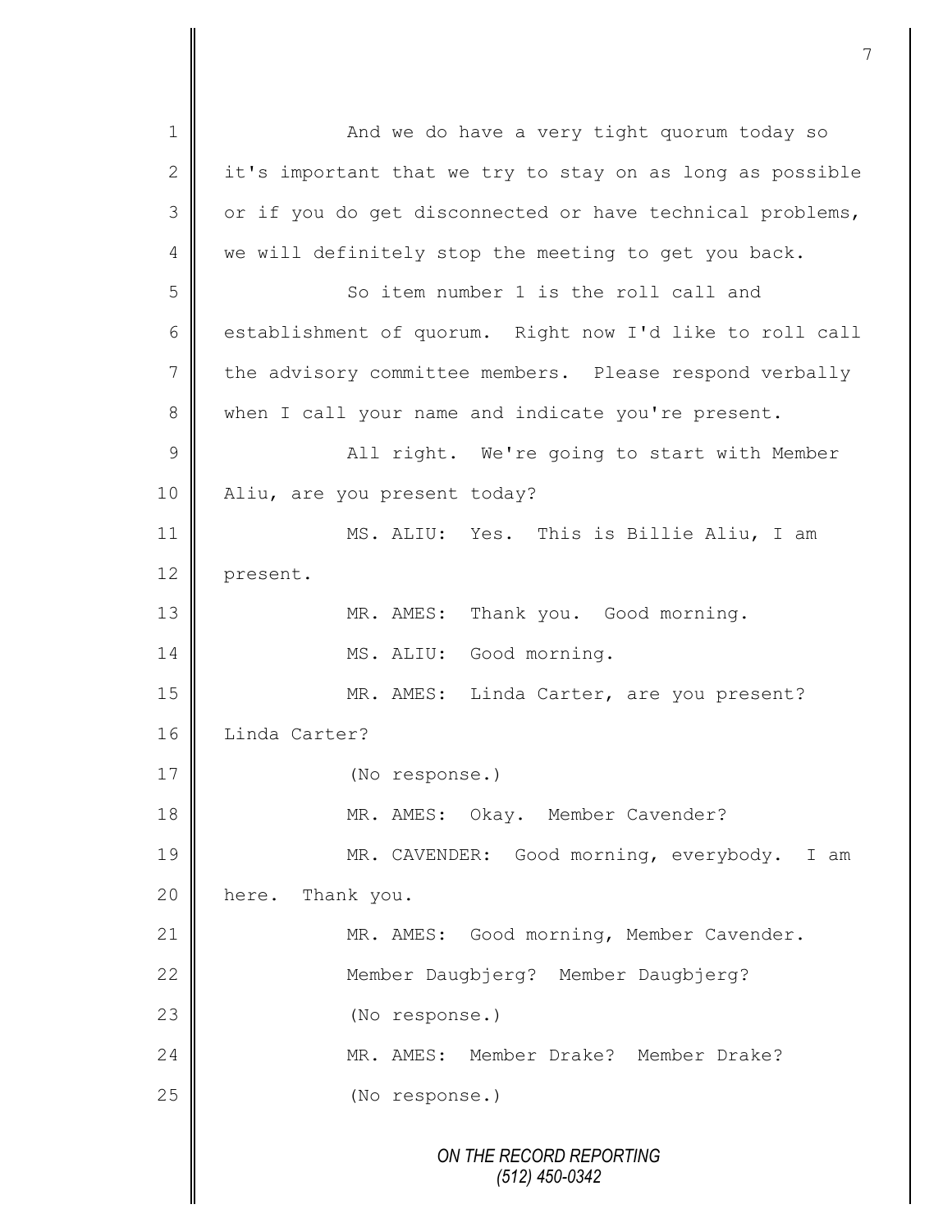And we do have a very tight quorum today so it's important that we try to stay on as long as possible or if you do get disconnected or have technical problems, we will definitely stop the meeting to get you back.

So item number 1 is the roll call and establishment of quorum. Right now I'd like to roll call the advisory committee members. Please respond verbally when I call your name and indicate you're present.

All right. We're going to start with Member Aliu, are you present today?

MS. ALIU: Yes. This is Billie Aliu, I am present.

MR. AMES: Thank you. Good morning.

MS. ALIU: Good morning.

MR. AMES: Linda Carter, are you present? Linda Carter?

(No response.)

MR. AMES: Okay. Member Cavender?

MR. CAVENDER: Good morning, everybody. I am here. Thank you.

MR. AMES: Good morning, Member Cavender. Member Daugbjerg? Member Daugbjerg?

(No response.)

MR. AMES: Member Drake? Member Drake?

(No response.)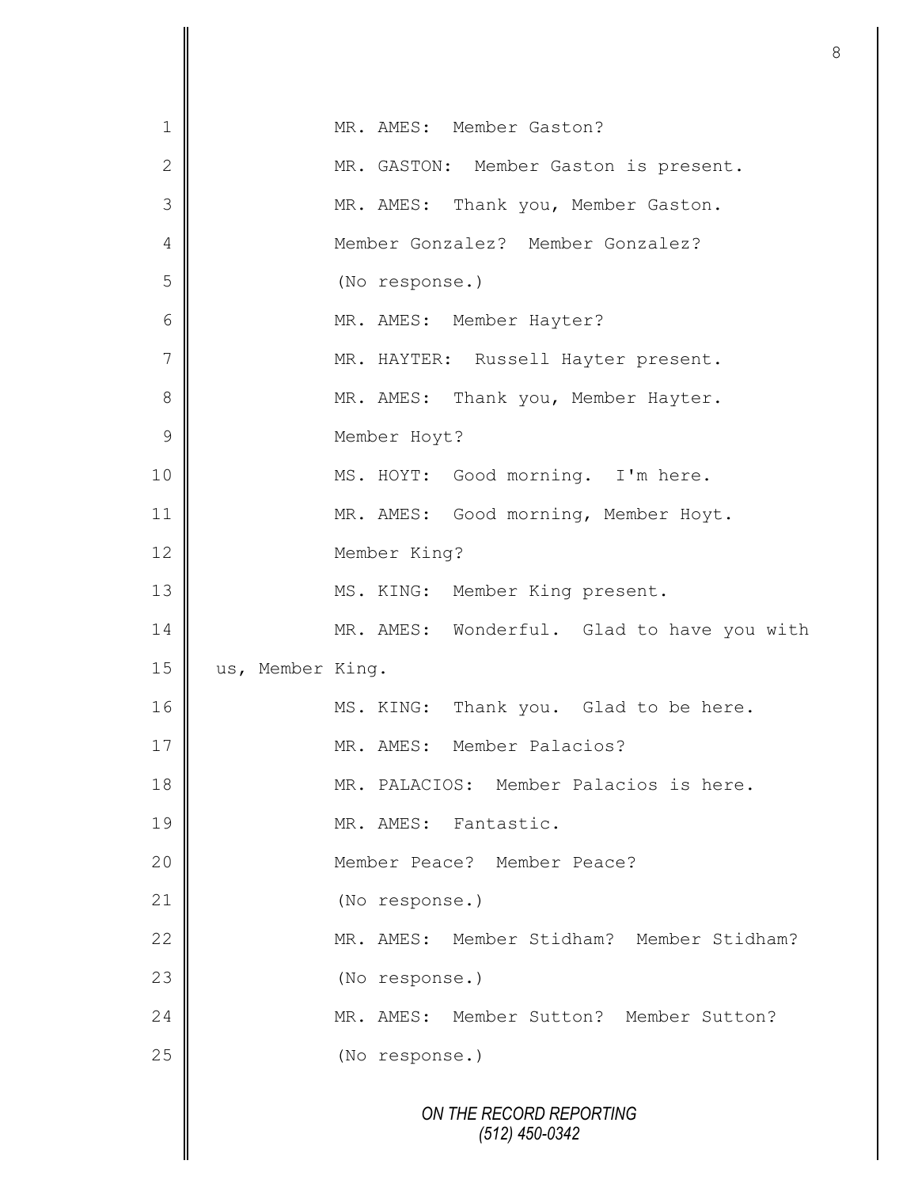1 MR. AMES: Member Gaston?

2 MR. GASTON: Member Gaston is present.

3 MR. AMES: Thank you, Member Gaston.

4 Member Gonzalez? Member Gonzalez?

5 (No response.)

6 MR. AMES: Member Hayter?

7 MR. HAYTER: Russell Hayter present.

8 MR. AMES: Thank you, Member Hayter.

9 Member Hoyt?

10 MS. HOYT: Good morning. I'm here.

11 MR. AMES: Good morning, Member Hoyt.

12 Member King?

13 MS. KING: Member King present.

14 MR. AMES: Wonderful. Glad to have you with

15 us, Member King.

16 MS. KING: Thank you. Glad to be here.

17 MR. AMES: Member Palacios?

18 MR. PALACIOS: Member Palacios is here.

19 MR. AMES: Fantastic.

20 Member Peace? Member Peace?

21 (No response.)

22 MR. AMES: Member Stidham? Member Stidham?

23 (No response.)

24 MR. AMES: Member Sutton? Member Sutton?

25 (No response.)

ON THE RECORD REPORTING
(512) 450-0342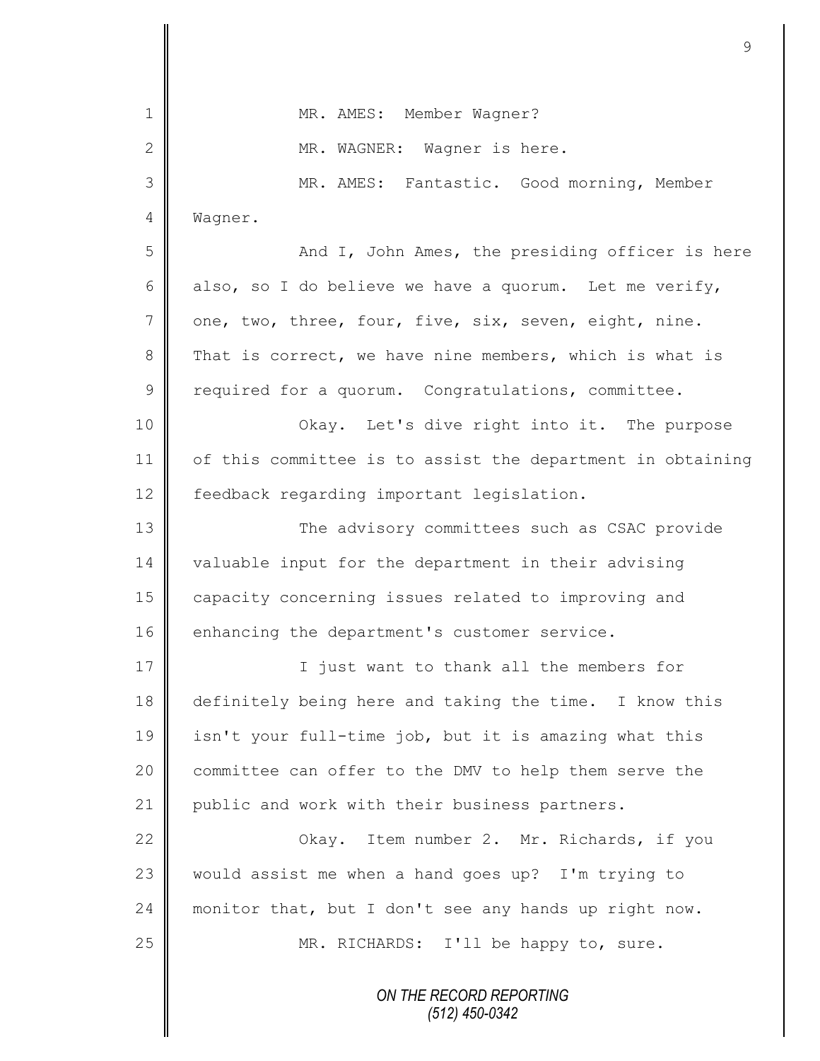MR. AMES: Member Wagner?

MR. WAGNER: Wagner is here.

MR. AMES: Fantastic. Good morning, Member Wagner.

And I, John Ames, the presiding officer is here also, so I do believe we have a quorum. Let me verify, one, two, three, four, five, six, seven, eight, nine. That is correct, we have nine members, which is what is required for a quorum. Congratulations, committee.

Okay. Let's dive right into it. The purpose of this committee is to assist the department in obtaining feedback regarding important legislation.

The advisory committees such as CSAC provide valuable input for the department in their advising capacity concerning issues related to improving and enhancing the department's customer service.

I just want to thank all the members for definitely being here and taking the time. I know this isn't your full-time job, but it is amazing what this committee can offer to the DMV to help them serve the public and work with their business partners.

Okay. Item number 2. Mr. Richards, if you would assist me when a hand goes up? I'm trying to monitor that, but I don't see any hands up right now.

MR. RICHARDS: I'll be happy to, sure.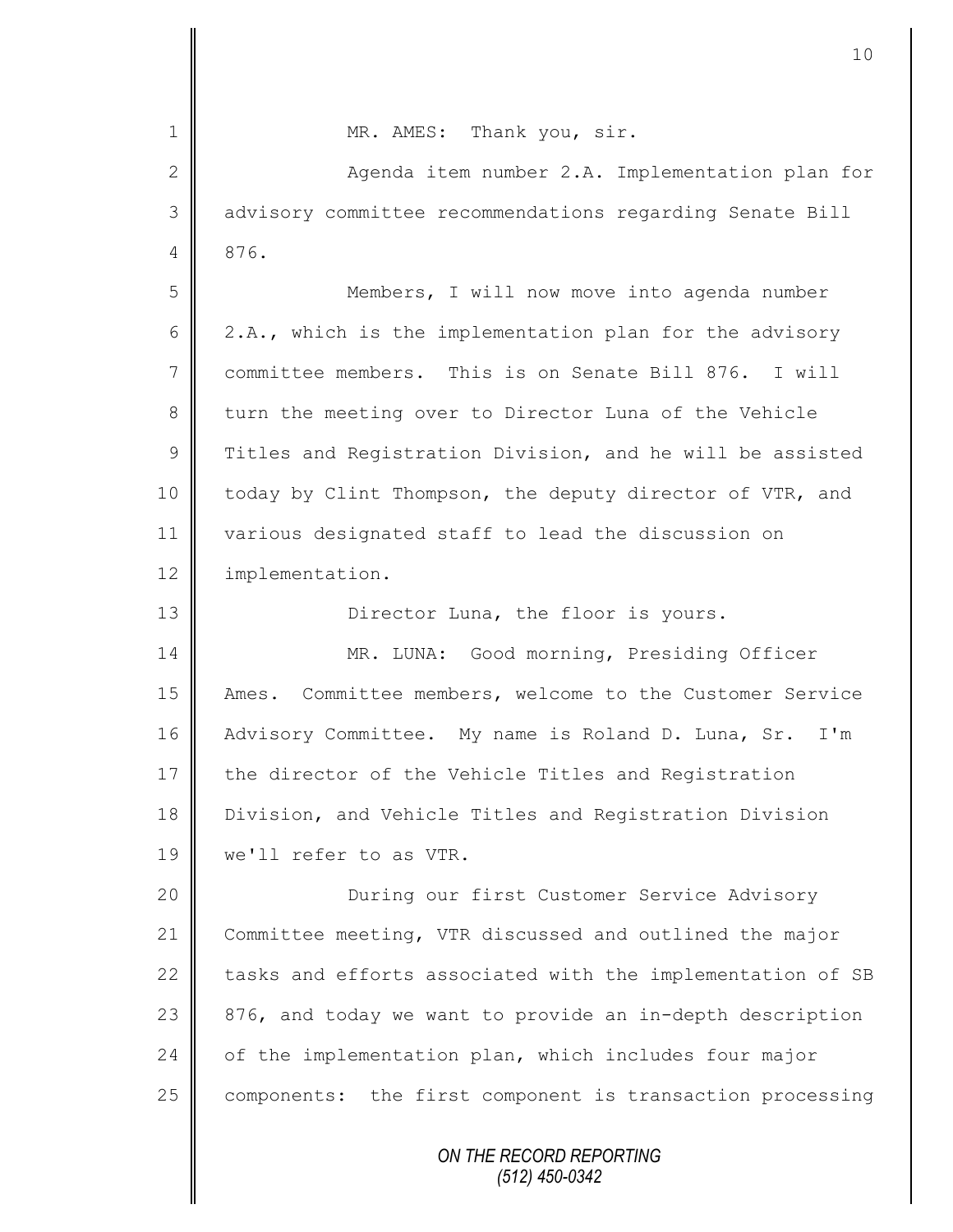MR. AMES: Thank you, sir.

Agenda item number 2.A. Implementation plan for advisory committee recommendations regarding Senate Bill 876.

Members, I will now move into agenda number 2.A., which is the implementation plan for the advisory committee members. This is on Senate Bill 876. I will turn the meeting over to Director Luna of the Vehicle Titles and Registration Division, and he will be assisted today by Clint Thompson, the deputy director of VTR, and various designated staff to lead the discussion on implementation.

Director Luna, the floor is yours.

MR. LUNA: Good morning, Presiding Officer Ames. Committee members, welcome to the Customer Service Advisory Committee. My name is Roland D. Luna, Sr. I'm the director of the Vehicle Titles and Registration Division, and Vehicle Titles and Registration Division we'll refer to as VTR.

During our first Customer Service Advisory Committee meeting, VTR discussed and outlined the major tasks and efforts associated with the implementation of SB 876, and today we want to provide an in-depth description of the implementation plan, which includes four major components: the first component is transaction processing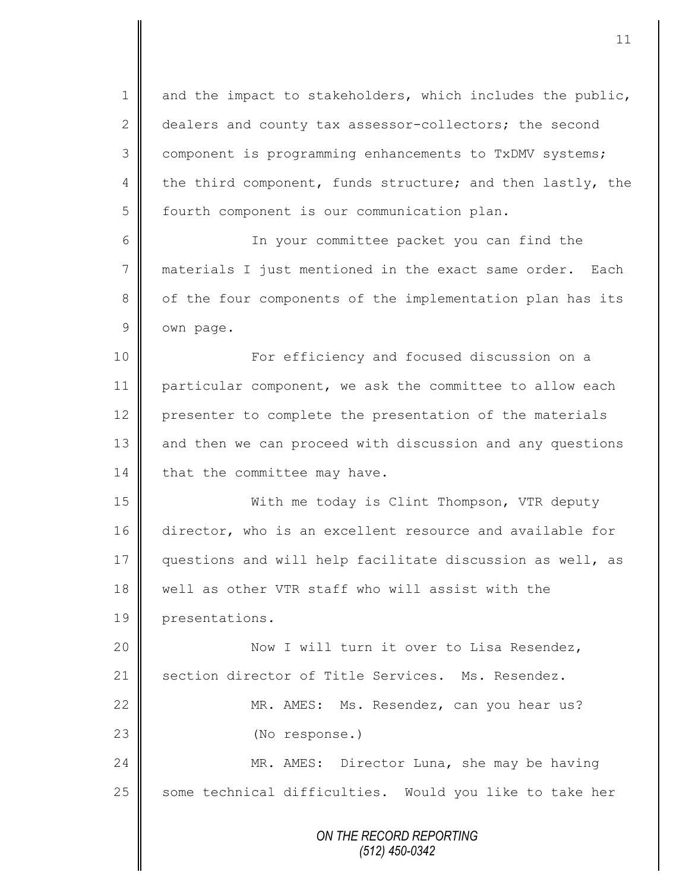and the impact to stakeholders, which includes the public, dealers and county tax assessor-collectors; the second component is programming enhancements to TxDMV systems; the third component, funds structure; and then lastly, the fourth component is our communication plan.

In your committee packet you can find the materials I just mentioned in the exact same order. Each of the four components of the implementation plan has its own page.

For efficiency and focused discussion on a particular component, we ask the committee to allow each presenter to complete the presentation of the materials and then we can proceed with discussion and any questions that the committee may have.

With me today is Clint Thompson, VTR deputy director, who is an excellent resource and available for questions and will help facilitate discussion as well, as well as other VTR staff who will assist with the presentations.

Now I will turn it over to Lisa Resendez, section director of Title Services. Ms. Resendez.

MR. AMES: Ms. Resendez, can you hear us?

(No response.)

MR. AMES: Director Luna, she may be having some technical difficulties. Would you like to take her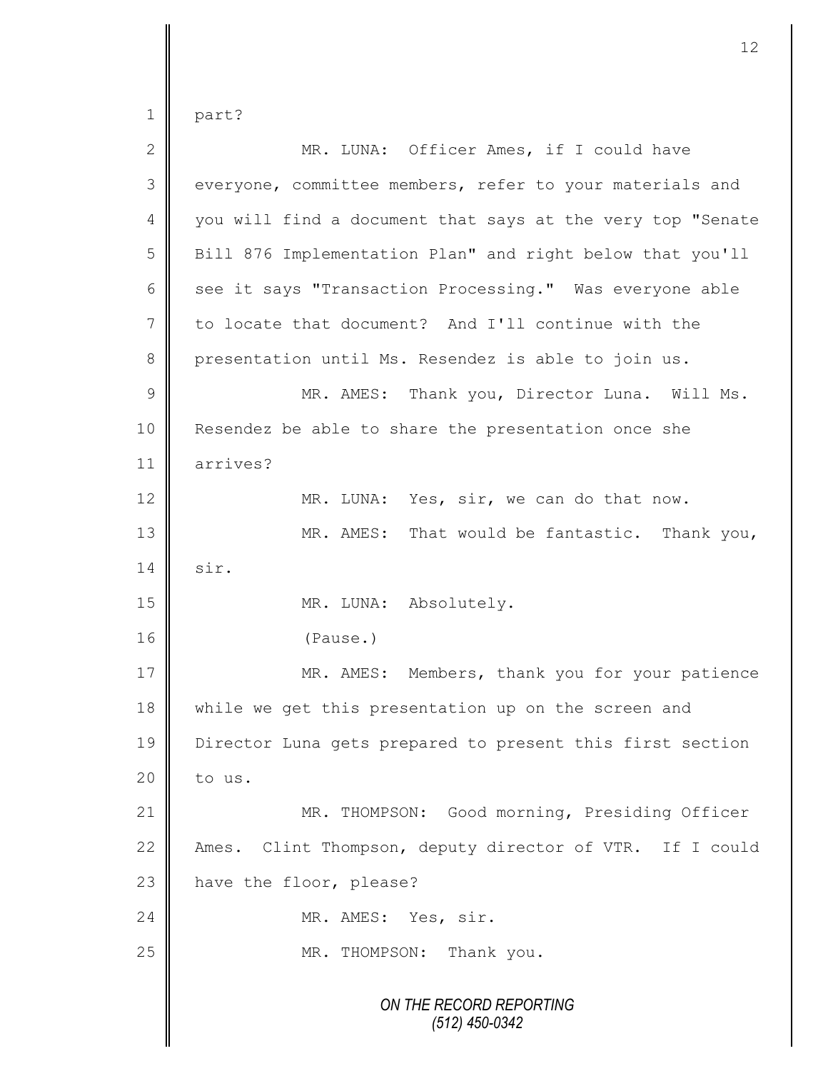part?

MR. LUNA: Officer Ames, if I could have everyone, committee members, refer to your materials and you will find a document that says at the very top "Senate Bill 876 Implementation Plan" and right below that you'll see it says "Transaction Processing." Was everyone able to locate that document? And I'll continue with the presentation until Ms. Resendez is able to join us.

MR. AMES: Thank you, Director Luna. Will Ms. Resendez be able to share the presentation once she arrives?

MR. LUNA: Yes, sir, we can do that now.

MR. AMES: That would be fantastic. Thank you, sir.

MR. LUNA: Absolutely.

(Pause.)

MR. AMES: Members, thank you for your patience while we get this presentation up on the screen and Director Luna gets prepared to present this first section to us.

MR. THOMPSON: Good morning, Presiding Officer Ames. Clint Thompson, deputy director of VTR. If I could have the floor, please?

MR. AMES: Yes, sir.

MR. THOMPSON: Thank you.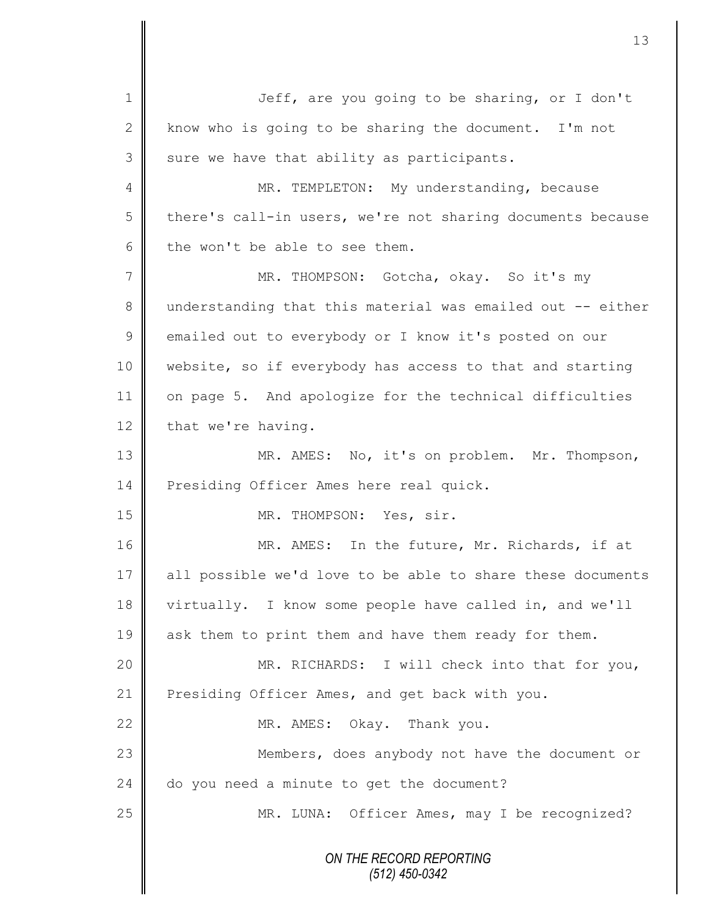Jeff, are you going to be sharing, or I don't know who is going to be sharing the document. I'm not sure we have that ability as participants.

MR. TEMPLETON: My understanding, because there's call-in users, we're not sharing documents because the won't be able to see them.

MR. THOMPSON: Gotcha, okay. So it's my understanding that this material was emailed out -- either emailed out to everybody or I know it's posted on our website, so if everybody has access to that and starting on page 5. And apologize for the technical difficulties that we're having.

MR. AMES: No, it's on problem. Mr. Thompson, Presiding Officer Ames here real quick.

MR. THOMPSON: Yes, sir.

MR. AMES: In the future, Mr. Richards, if at all possible we'd love to be able to share these documents virtually. I know some people have called in, and we'll ask them to print them and have them ready for them.

MR. RICHARDS: I will check into that for you, Presiding Officer Ames, and get back with you.

MR. AMES: Okay. Thank you.

Members, does anybody not have the document or do you need a minute to get the document?

MR. LUNA: Officer Ames, may I be recognized?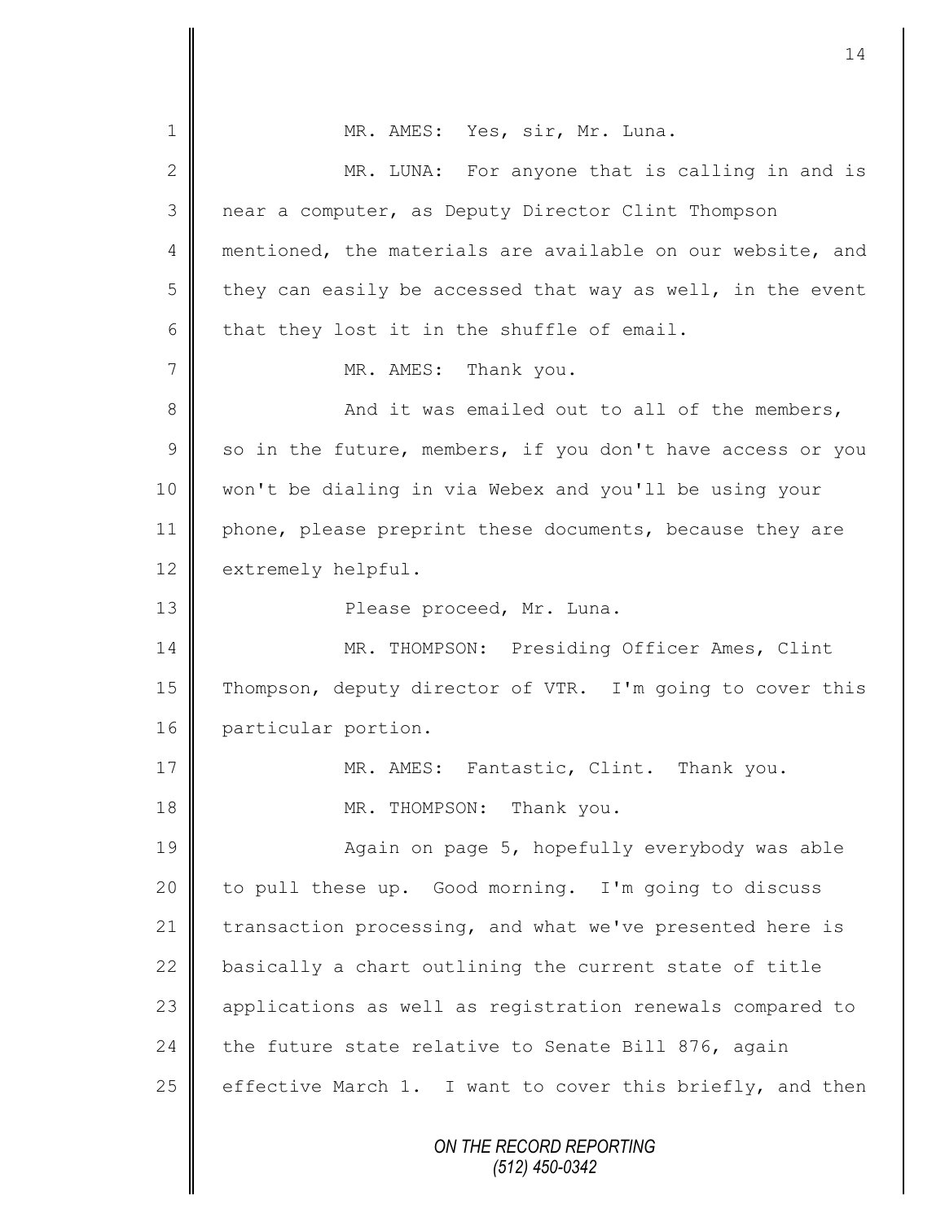MR. AMES: Yes, sir, Mr. Luna.

MR. LUNA: For anyone that is calling in and is near a computer, as Deputy Director Clint Thompson mentioned, the materials are available on our website, and they can easily be accessed that way as well, in the event that they lost it in the shuffle of email.

MR. AMES: Thank you.

And it was emailed out to all of the members, so in the future, members, if you don't have access or you won't be dialing in via Webex and you'll be using your phone, please preprint these documents, because they are extremely helpful.

Please proceed, Mr. Luna.

MR. THOMPSON: Presiding Officer Ames, Clint Thompson, deputy director of VTR. I'm going to cover this particular portion.

MR. AMES: Fantastic, Clint. Thank you.

MR. THOMPSON: Thank you.

Again on page 5, hopefully everybody was able to pull these up. Good morning. I'm going to discuss transaction processing, and what we've presented here is basically a chart outlining the current state of title applications as well as registration renewals compared to the future state relative to Senate Bill 876, again effective March 1. I want to cover this briefly, and then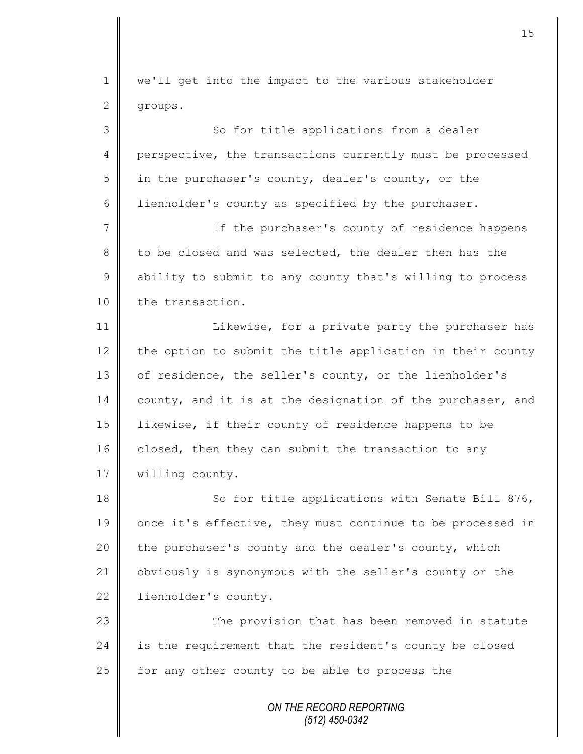we'll get into the impact to the various stakeholder groups.

So for title applications from a dealer perspective, the transactions currently must be processed in the purchaser's county, dealer's county, or the lienholder's county as specified by the purchaser.

If the purchaser's county of residence happens to be closed and was selected, the dealer then has the ability to submit to any county that's willing to process the transaction.

Likewise, for a private party the purchaser has the option to submit the title application in their county of residence, the seller's county, or the lienholder's county, and it is at the designation of the purchaser, and likewise, if their county of residence happens to be closed, then they can submit the transaction to any willing county.

So for title applications with Senate Bill 876, once it's effective, they must continue to be processed in the purchaser's county and the dealer's county, which obviously is synonymous with the seller's county or the lienholder's county.

The provision that has been removed in statute is the requirement that the resident's county be closed for any other county to be able to process the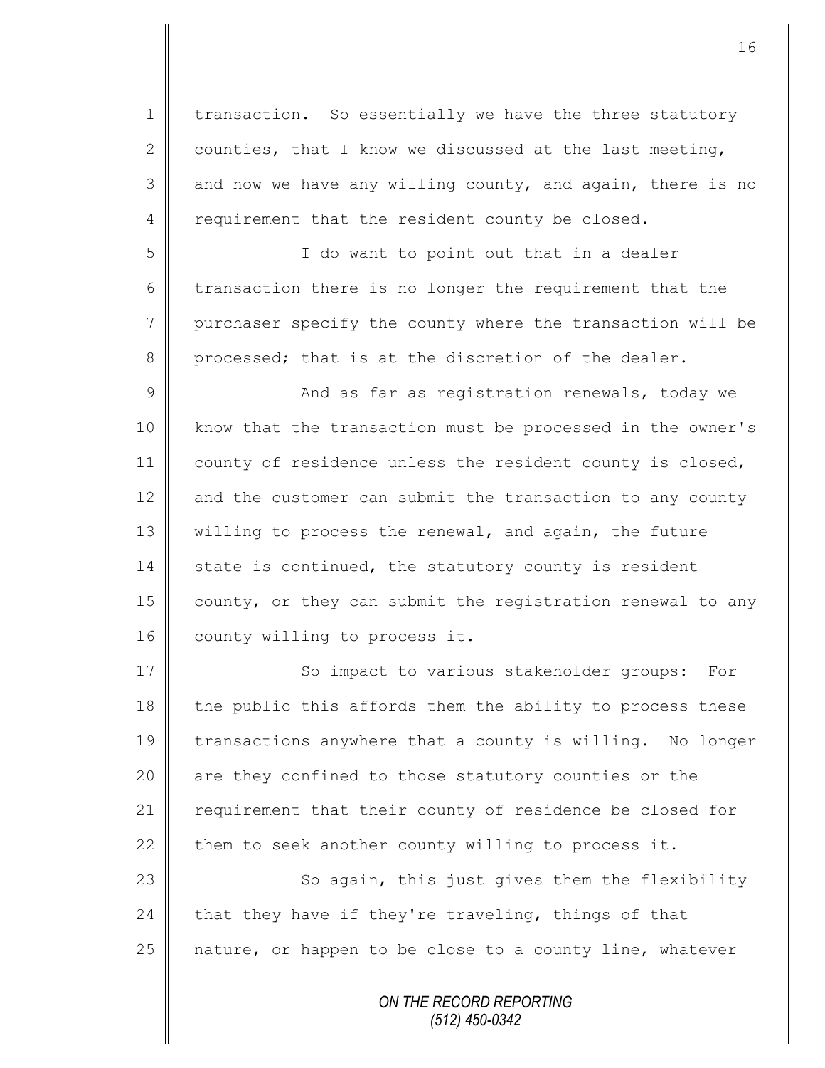transaction. So essentially we have the three statutory counties, that I know we discussed at the last meeting, and now we have any willing county, and again, there is no requirement that the resident county be closed.

I do want to point out that in a dealer transaction there is no longer the requirement that the purchaser specify the county where the transaction will be processed; that is at the discretion of the dealer.

And as far as registration renewals, today we know that the transaction must be processed in the owner's county of residence unless the resident county is closed, and the customer can submit the transaction to any county willing to process the renewal, and again, the future state is continued, the statutory county is resident county, or they can submit the registration renewal to any county willing to process it.

So impact to various stakeholder groups: For the public this affords them the ability to process these transactions anywhere that a county is willing. No longer are they confined to those statutory counties or the requirement that their county of residence be closed for them to seek another county willing to process it.

So again, this just gives them the flexibility that they have if they're traveling, things of that nature, or happen to be close to a county line, whatever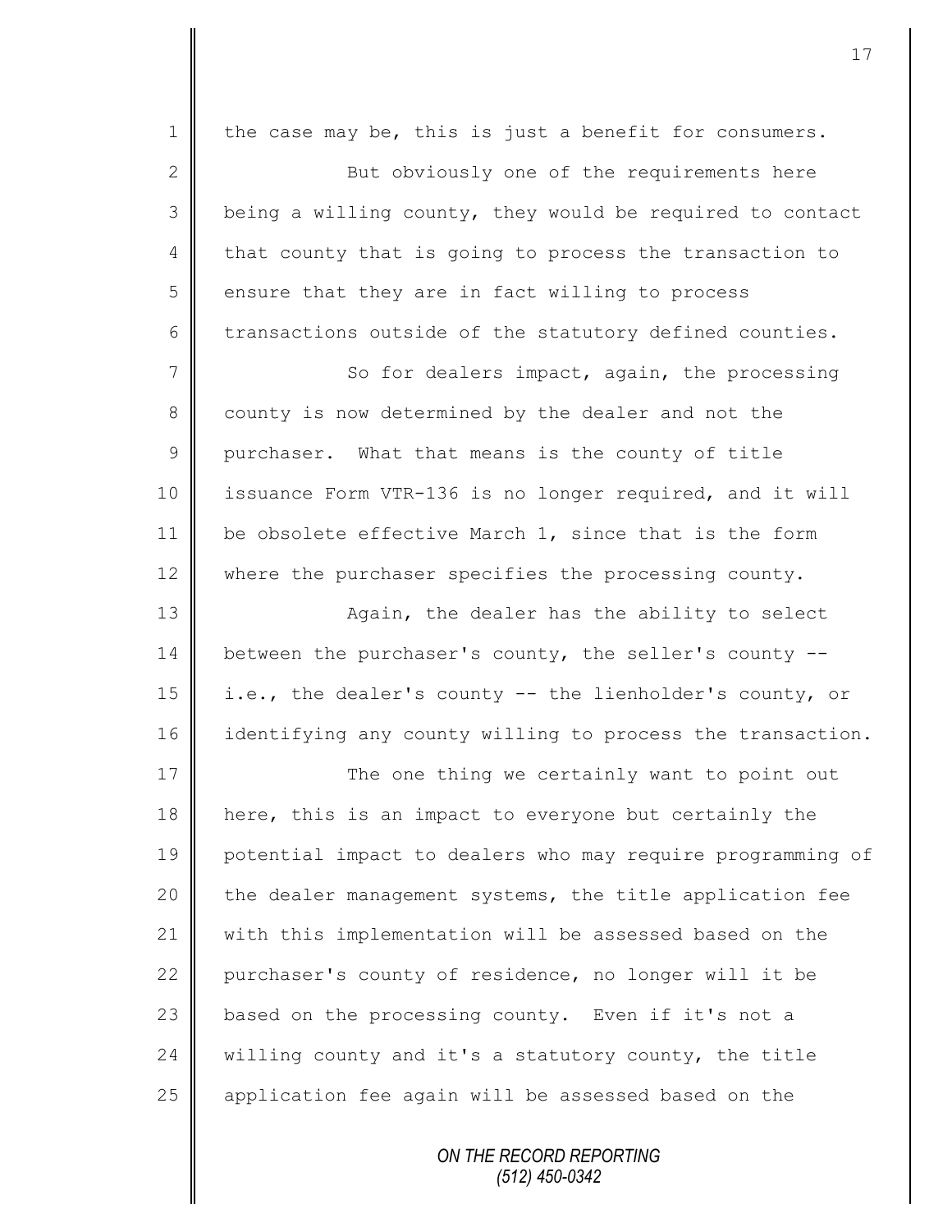the case may be, this is just a benefit for consumers.

But obviously one of the requirements here being a willing county, they would be required to contact that county that is going to process the transaction to ensure that they are in fact willing to process transactions outside of the statutory defined counties.

So for dealers impact, again, the processing county is now determined by the dealer and not the purchaser. What that means is the county of title issuance Form VTR-136 is no longer required, and it will be obsolete effective March 1, since that is the form where the purchaser specifies the processing county.

Again, the dealer has the ability to select between the purchaser's county, the seller's county -- i.e., the dealer's county -- the lienholder's county, or identifying any county willing to process the transaction.

The one thing we certainly want to point out here, this is an impact to everyone but certainly the potential impact to dealers who may require programming of the dealer management systems, the title application fee with this implementation will be assessed based on the purchaser's county of residence, no longer will it be based on the processing county. Even if it's not a willing county and it's a statutory county, the title application fee again will be assessed based on the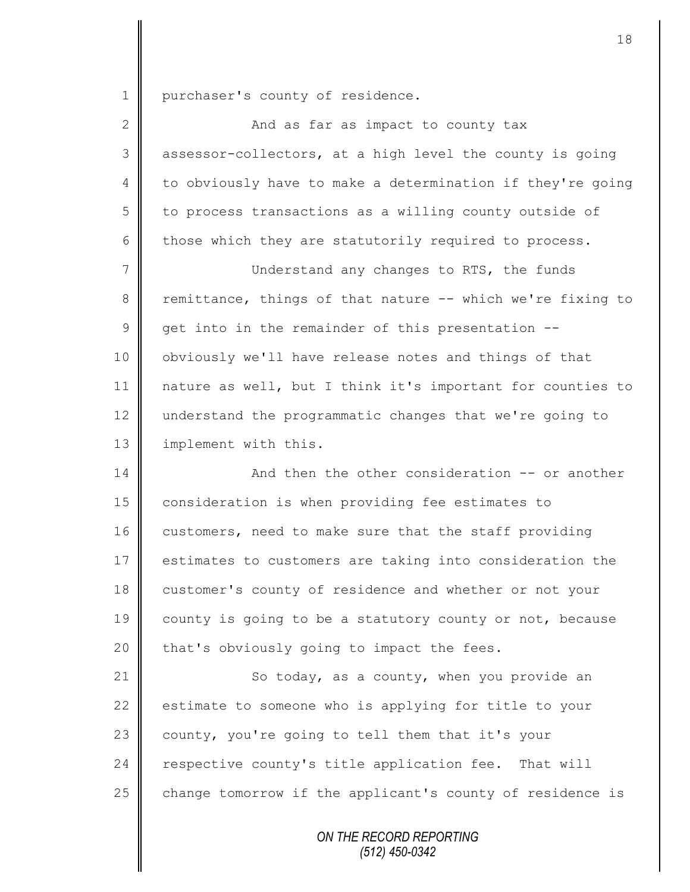purchaser's county of residence.

And as far as impact to county tax assessor-collectors, at a high level the county is going to obviously have to make a determination if they're going to process transactions as a willing county outside of those which they are statutorily required to process.

Understand any changes to RTS, the funds remittance, things of that nature -- which we're fixing to get into in the remainder of this presentation -- obviously we'll have release notes and things of that nature as well, but I think it's important for counties to understand the programmatic changes that we're going to implement with this.

And then the other consideration -- or another consideration is when providing fee estimates to customers, need to make sure that the staff providing estimates to customers are taking into consideration the customer's county of residence and whether or not your county is going to be a statutory county or not, because that's obviously going to impact the fees.

So today, as a county, when you provide an estimate to someone who is applying for title to your county, you're going to tell them that it's your respective county's title application fee. That will change tomorrow if the applicant's county of residence is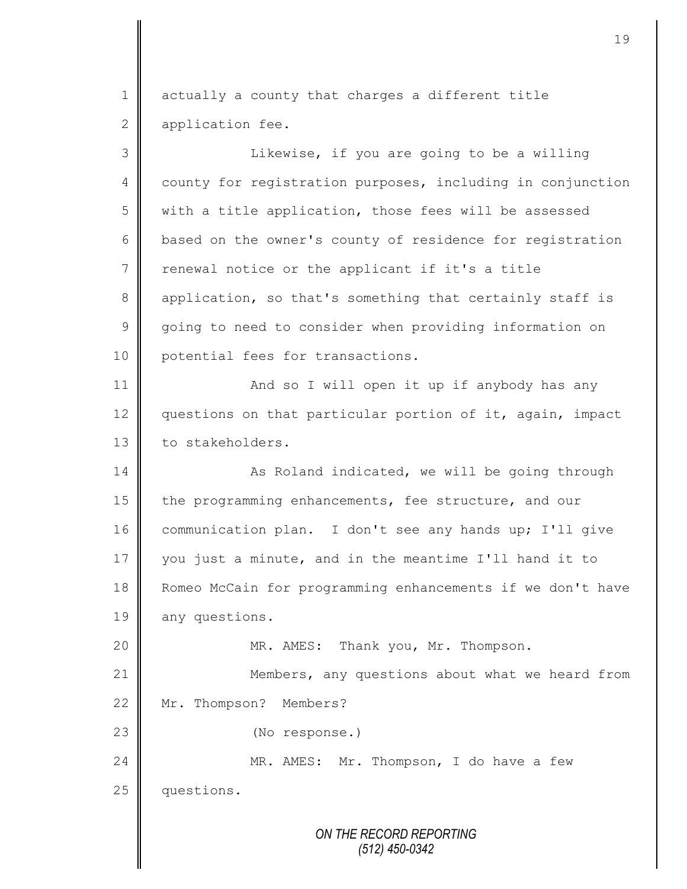actually a county that charges a different title application fee.

Likewise, if you are going to be a willing county for registration purposes, including in conjunction with a title application, those fees will be assessed based on the owner's county of residence for registration renewal notice or the applicant if it's a title application, so that's something that certainly staff is going to need to consider when providing information on potential fees for transactions.

And so I will open it up if anybody has any questions on that particular portion of it, again, impact to stakeholders.

As Roland indicated, we will be going through the programming enhancements, fee structure, and our communication plan. I don't see any hands up; I'll give you just a minute, and in the meantime I'll hand it to Romeo McCain for programming enhancements if we don't have any questions.

MR. AMES: Thank you, Mr. Thompson.

Members, any questions about what we heard from Mr. Thompson? Members?

(No response.)

MR. AMES: Mr. Thompson, I do have a few questions.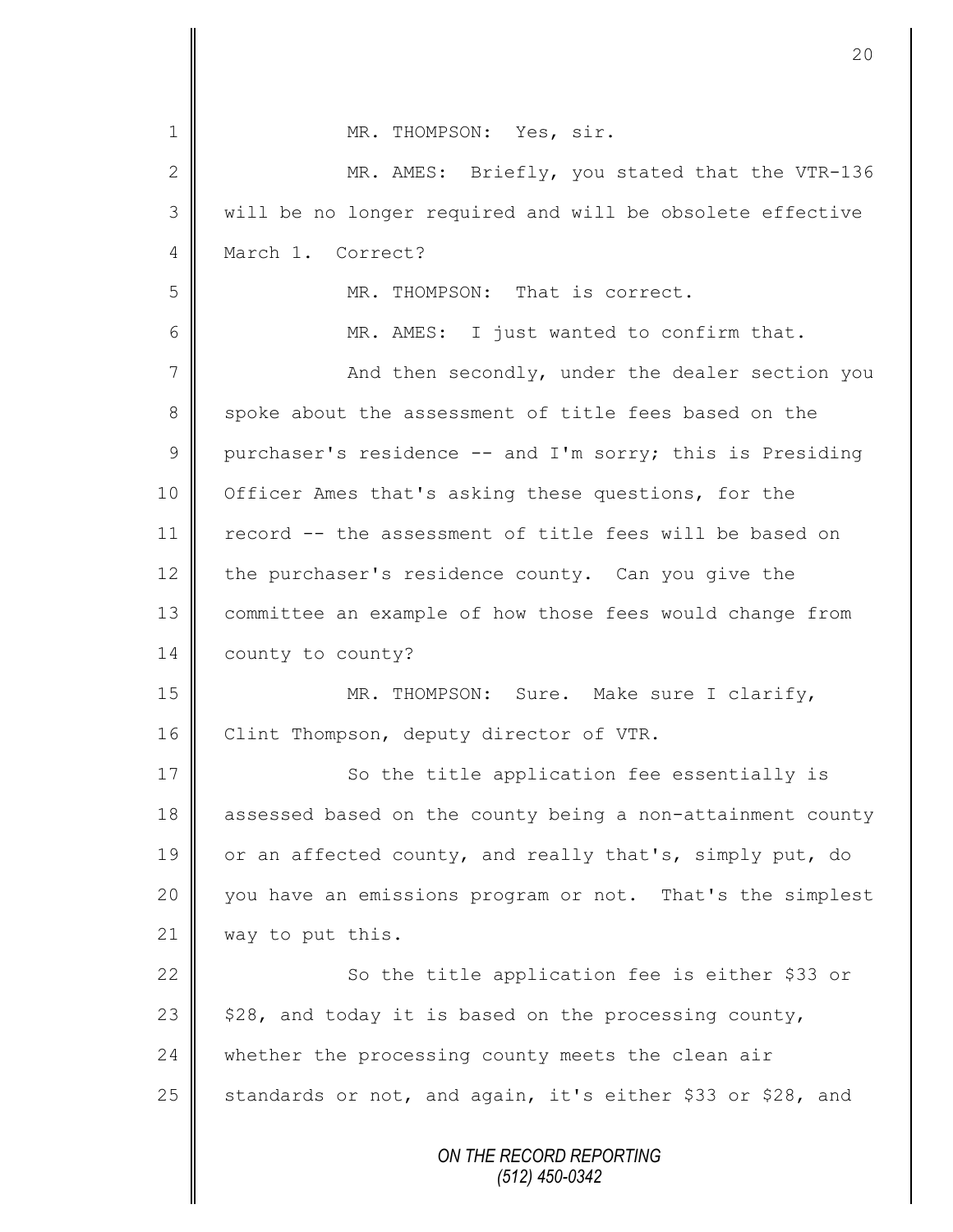MR. THOMPSON: Yes, sir.

MR. AMES: Briefly, you stated that the VTR-136 will be no longer required and will be obsolete effective March 1. Correct?

MR. THOMPSON: That is correct.

MR. AMES: I just wanted to confirm that.

And then secondly, under the dealer section you spoke about the assessment of title fees based on the purchaser's residence -- and I'm sorry; this is Presiding Officer Ames that's asking these questions, for the record -- the assessment of title fees will be based on the purchaser's residence county. Can you give the committee an example of how those fees would change from county to county?

MR. THOMPSON: Sure. Make sure I clarify, Clint Thompson, deputy director of VTR.

So the title application fee essentially is assessed based on the county being a non-attainment county or an affected county, and really that's, simply put, do you have an emissions program or not. That's the simplest way to put this.

So the title application fee is either $33 or $28, and today it is based on the processing county, whether the processing county meets the clean air standards or not, and again, it's either $33 or $28, and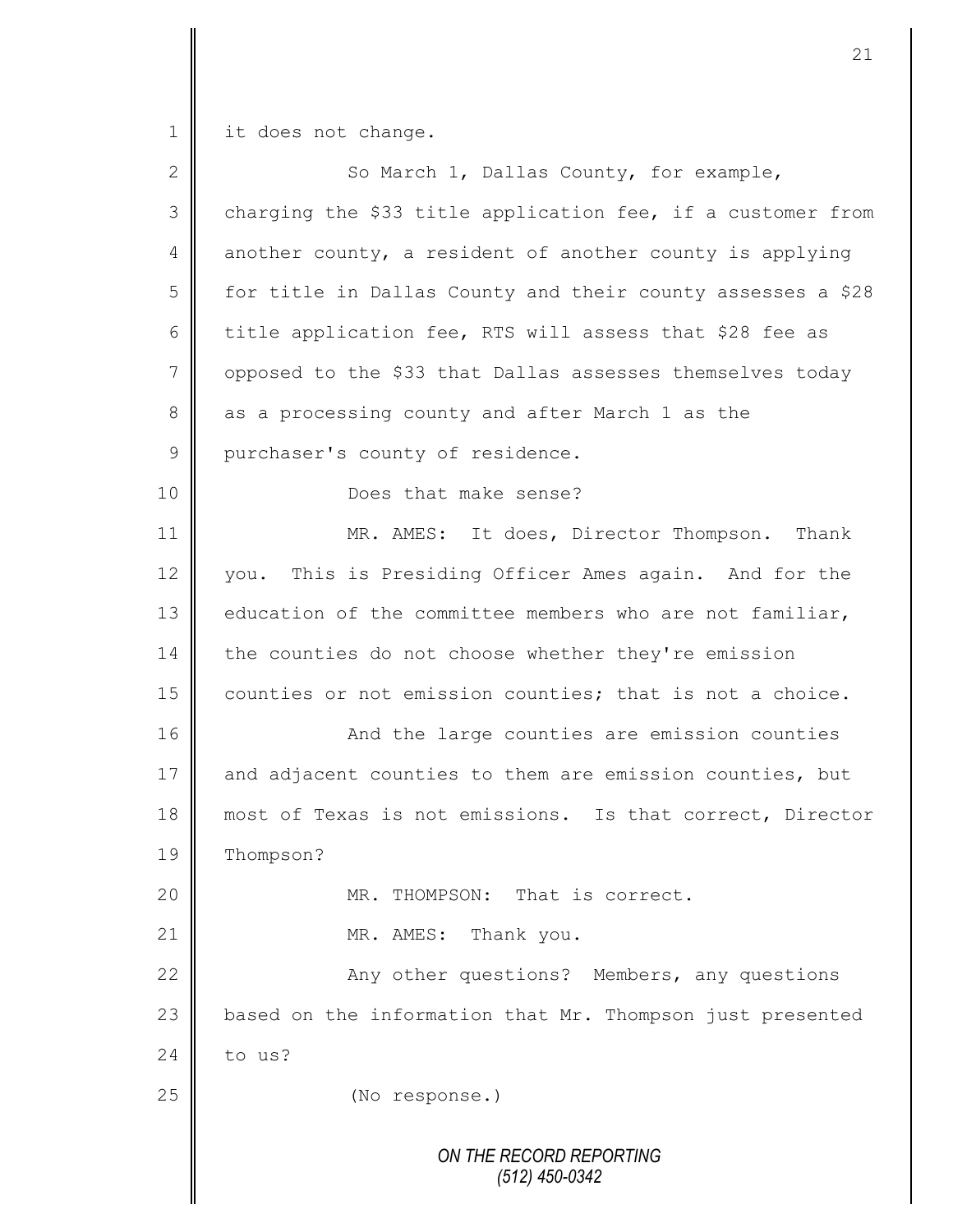1 it does not change.

2 So March 1, Dallas County, for example,
3 charging the $33 title application fee, if a customer from
4 another county, a resident of another county is applying
5 for title in Dallas County and their county assesses a $28
6 title application fee, RTS will assess that $28 fee as
7 opposed to the $33 that Dallas assesses themselves today
8 as a processing county and after March 1 as the
9 purchaser's county of residence.

10 Does that make sense?

11 MR. AMES: It does, Director Thompson. Thank
12 you. This is Presiding Officer Ames again. And for the
13 education of the committee members who are not familiar,
14 the counties do not choose whether they're emission
15 counties or not emission counties; that is not a choice.

16 And the large counties are emission counties
17 and adjacent counties to them are emission counties, but
18 most of Texas is not emissions. Is that correct, Director
19 Thompson?

20 MR. THOMPSON: That is correct.

21 MR. AMES: Thank you.

22 Any other questions? Members, any questions
23 based on the information that Mr. Thompson just presented
24 to us?

25 (No response.)

*ON THE RECORD REPORTING*
*(512) 450-0342*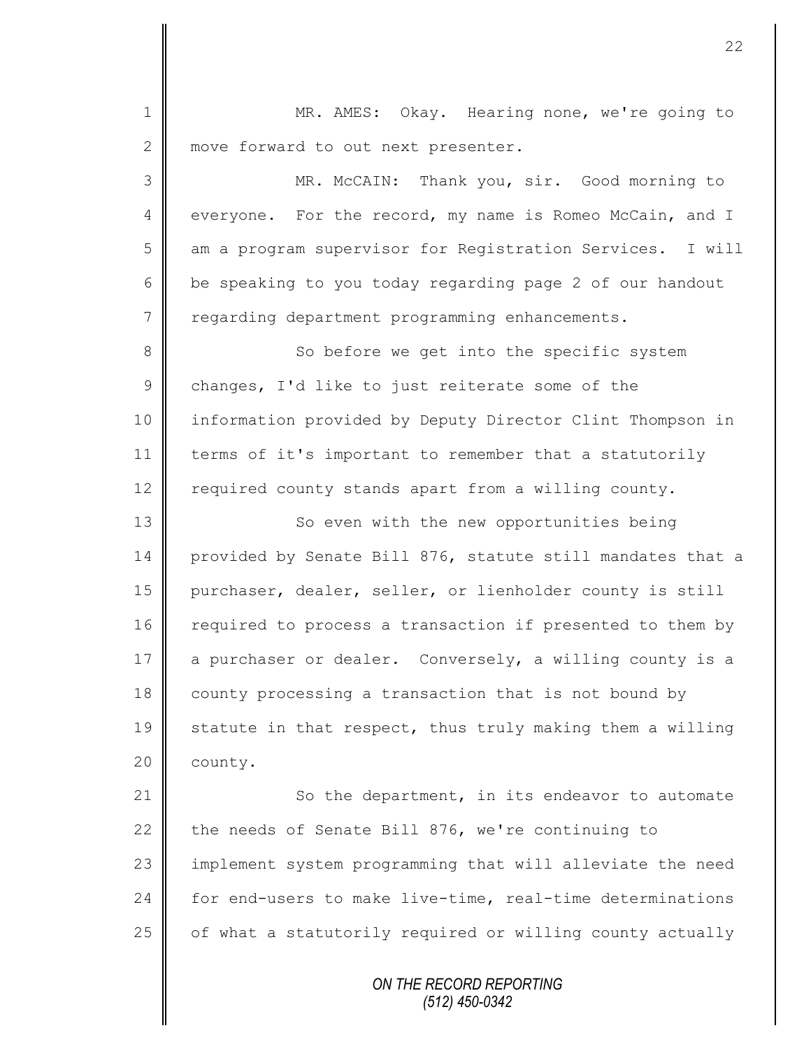MR. AMES: Okay. Hearing none, we're going to move forward to out next presenter.

MR. McCAIN: Thank you, sir. Good morning to everyone. For the record, my name is Romeo McCain, and I am a program supervisor for Registration Services. I will be speaking to you today regarding page 2 of our handout regarding department programming enhancements.

So before we get into the specific system changes, I'd like to just reiterate some of the information provided by Deputy Director Clint Thompson in terms of it's important to remember that a statutorily required county stands apart from a willing county.

So even with the new opportunities being provided by Senate Bill 876, statute still mandates that a purchaser, dealer, seller, or lienholder county is still required to process a transaction if presented to them by a purchaser or dealer. Conversely, a willing county is a county processing a transaction that is not bound by statute in that respect, thus truly making them a willing county.

So the department, in its endeavor to automate the needs of Senate Bill 876, we're continuing to implement system programming that will alleviate the need for end-users to make live-time, real-time determinations of what a statutorily required or willing county actually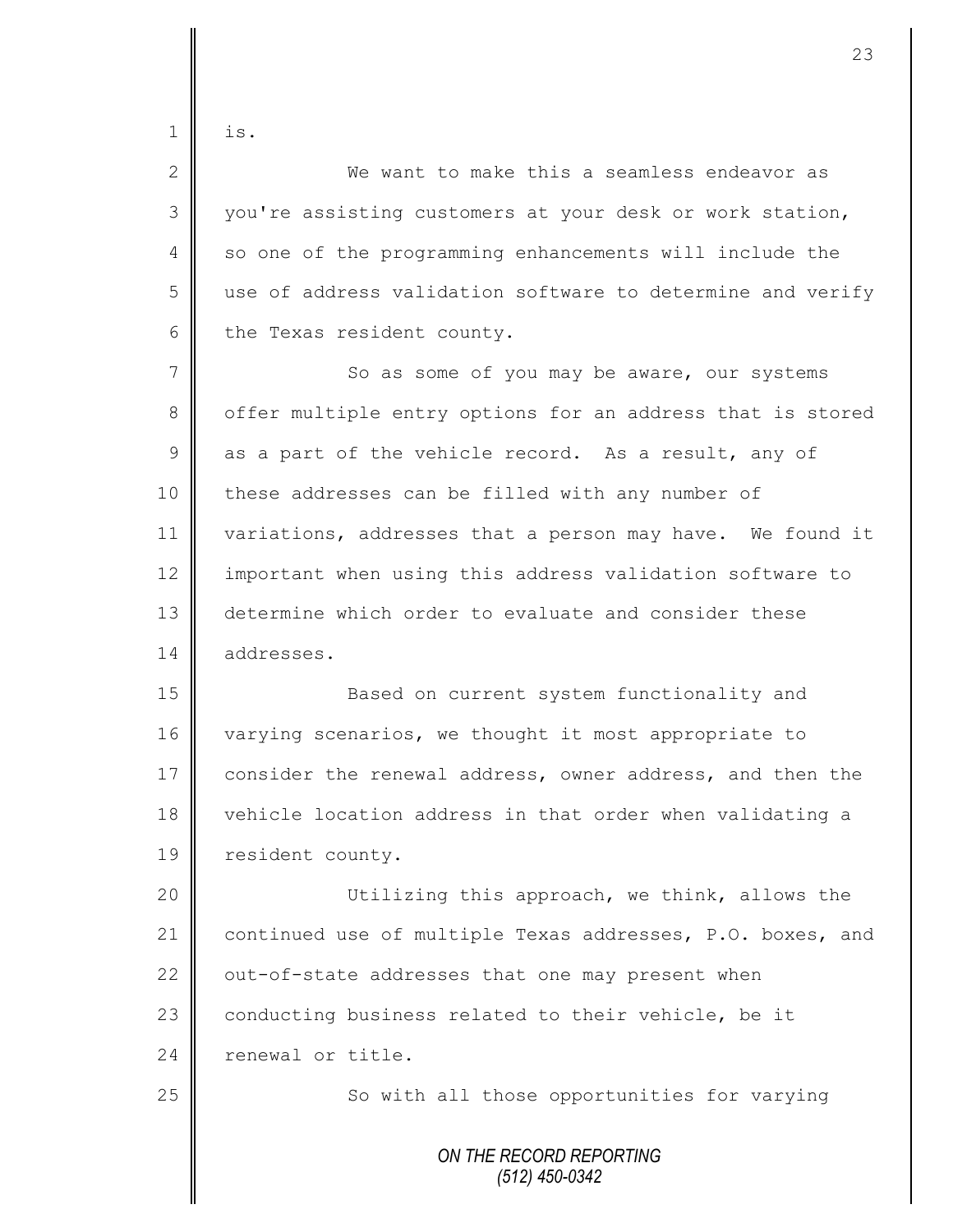is.

We want to make this a seamless endeavor as you're assisting customers at your desk or work station, so one of the programming enhancements will include the use of address validation software to determine and verify the Texas resident county.

So as some of you may be aware, our systems offer multiple entry options for an address that is stored as a part of the vehicle record. As a result, any of these addresses can be filled with any number of variations, addresses that a person may have. We found it important when using this address validation software to determine which order to evaluate and consider these addresses.

Based on current system functionality and varying scenarios, we thought it most appropriate to consider the renewal address, owner address, and then the vehicle location address in that order when validating a resident county.

Utilizing this approach, we think, allows the continued use of multiple Texas addresses, P.O. boxes, and out-of-state addresses that one may present when conducting business related to their vehicle, be it renewal or title.

So with all those opportunities for varying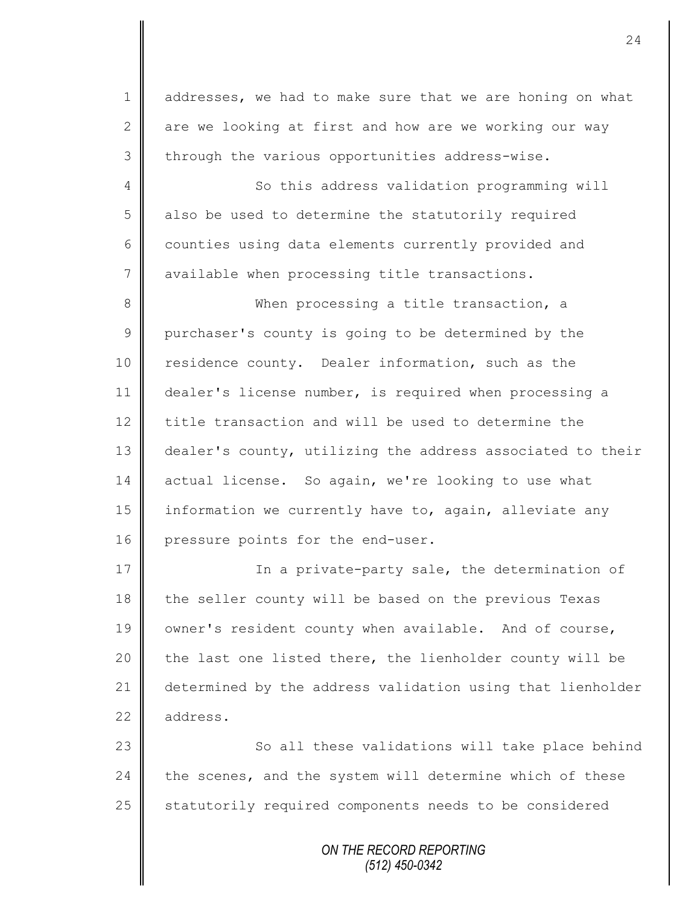addresses, we had to make sure that we are honing on what are we looking at first and how are we working our way through the various opportunities address-wise.

So this address validation programming will also be used to determine the statutorily required counties using data elements currently provided and available when processing title transactions.

When processing a title transaction, a purchaser's county is going to be determined by the residence county. Dealer information, such as the dealer's license number, is required when processing a title transaction and will be used to determine the dealer's county, utilizing the address associated to their actual license. So again, we're looking to use what information we currently have to, again, alleviate any pressure points for the end-user.

In a private-party sale, the determination of the seller county will be based on the previous Texas owner's resident county when available. And of course, the last one listed there, the lienholder county will be determined by the address validation using that lienholder address.

So all these validations will take place behind the scenes, and the system will determine which of these statutorily required components needs to be considered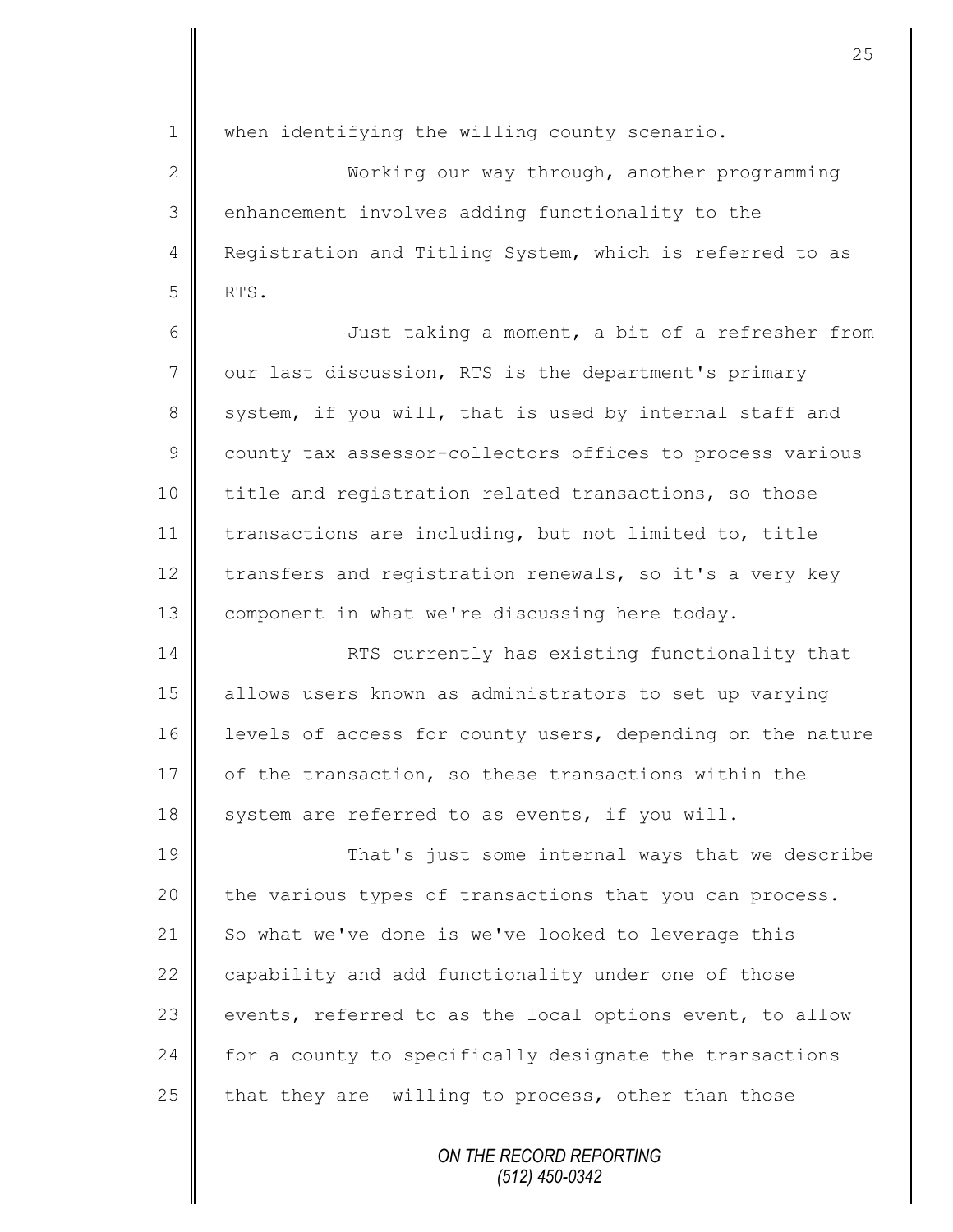when identifying the willing county scenario.

Working our way through, another programming enhancement involves adding functionality to the Registration and Titling System, which is referred to as RTS.

Just taking a moment, a bit of a refresher from our last discussion, RTS is the department's primary system, if you will, that is used by internal staff and county tax assessor-collectors offices to process various title and registration related transactions, so those transactions are including, but not limited to, title transfers and registration renewals, so it's a very key component in what we're discussing here today.

RTS currently has existing functionality that allows users known as administrators to set up varying levels of access for county users, depending on the nature of the transaction, so these transactions within the system are referred to as events, if you will.

That's just some internal ways that we describe the various types of transactions that you can process. So what we've done is we've looked to leverage this capability and add functionality under one of those events, referred to as the local options event, to allow for a county to specifically designate the transactions that they are willing to process, other than those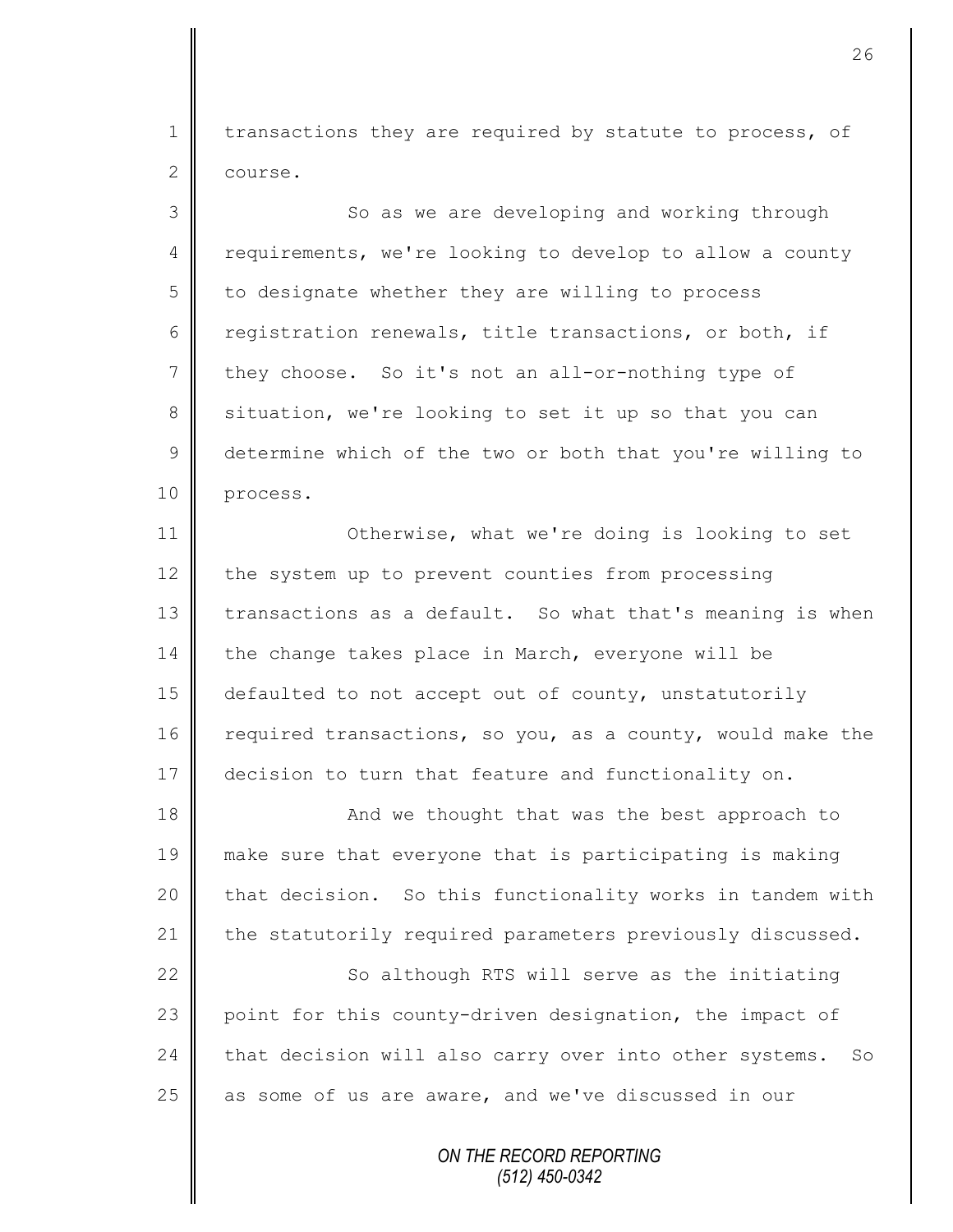transactions they are required by statute to process, of course.

So as we are developing and working through requirements, we're looking to develop to allow a county to designate whether they are willing to process registration renewals, title transactions, or both, if they choose. So it's not an all-or-nothing type of situation, we're looking to set it up so that you can determine which of the two or both that you're willing to process.

Otherwise, what we're doing is looking to set the system up to prevent counties from processing transactions as a default. So what that's meaning is when the change takes place in March, everyone will be defaulted to not accept out of county, unstatutorily required transactions, so you, as a county, would make the decision to turn that feature and functionality on.

And we thought that was the best approach to make sure that everyone that is participating is making that decision. So this functionality works in tandem with the statutorily required parameters previously discussed.

So although RTS will serve as the initiating point for this county-driven designation, the impact of that decision will also carry over into other systems. So as some of us are aware, and we've discussed in our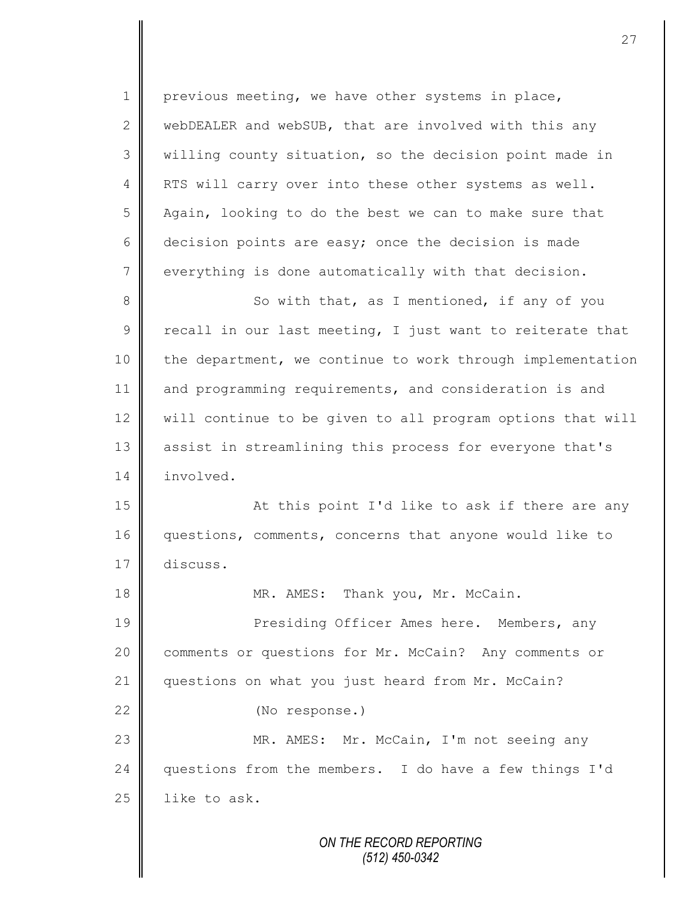previous meeting, we have other systems in place, webDEALER and webSUB, that are involved with this any willing county situation, so the decision point made in RTS will carry over into these other systems as well. Again, looking to do the best we can to make sure that decision points are easy; once the decision is made everything is done automatically with that decision.

So with that, as I mentioned, if any of you recall in our last meeting, I just want to reiterate that the department, we continue to work through implementation and programming requirements, and consideration is and will continue to be given to all program options that will assist in streamlining this process for everyone that's involved.

At this point I'd like to ask if there are any questions, comments, concerns that anyone would like to discuss.

MR. AMES: Thank you, Mr. McCain.

Presiding Officer Ames here. Members, any comments or questions for Mr. McCain? Any comments or questions on what you just heard from Mr. McCain?

(No response.)

MR. AMES: Mr. McCain, I'm not seeing any questions from the members. I do have a few things I'd like to ask.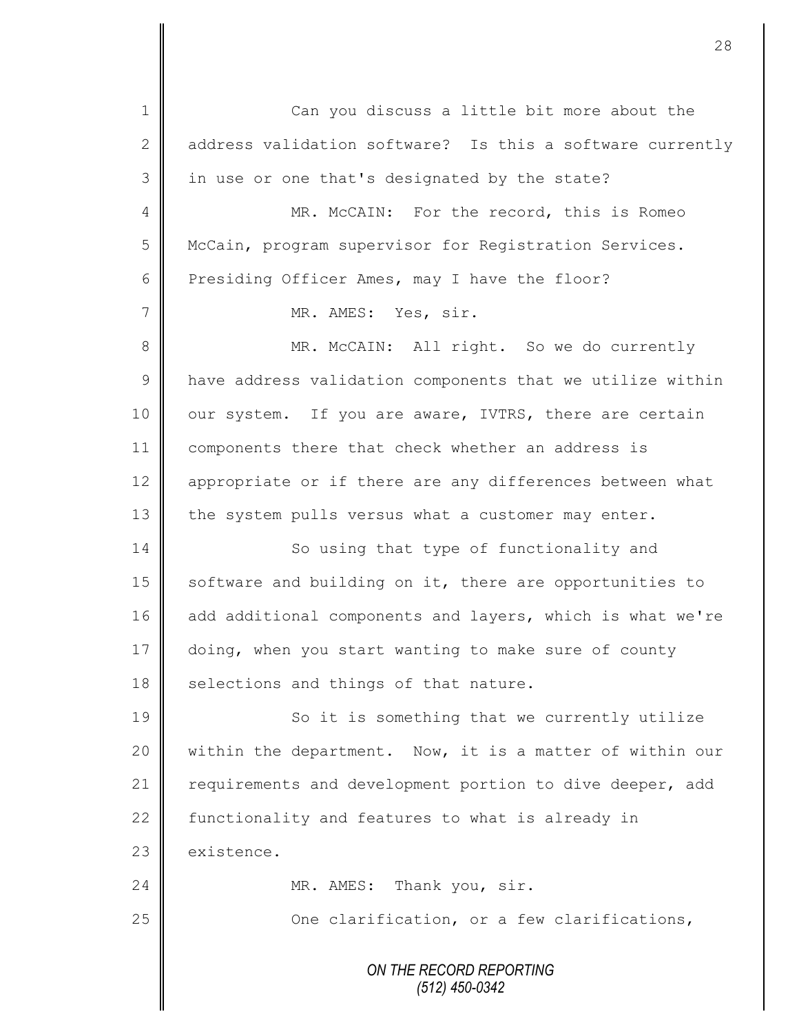Can you discuss a little bit more about the address validation software? Is this a software currently in use or one that's designated by the state?

MR. McCAIN: For the record, this is Romeo McCain, program supervisor for Registration Services. Presiding Officer Ames, may I have the floor?

MR. AMES: Yes, sir.

MR. McCAIN: All right. So we do currently have address validation components that we utilize within our system. If you are aware, IVTRS, there are certain components there that check whether an address is appropriate or if there are any differences between what the system pulls versus what a customer may enter.

So using that type of functionality and software and building on it, there are opportunities to add additional components and layers, which is what we're doing, when you start wanting to make sure of county selections and things of that nature.

So it is something that we currently utilize within the department. Now, it is a matter of within our requirements and development portion to dive deeper, add functionality and features to what is already in existence.

MR. AMES: Thank you, sir.

One clarification, or a few clarifications,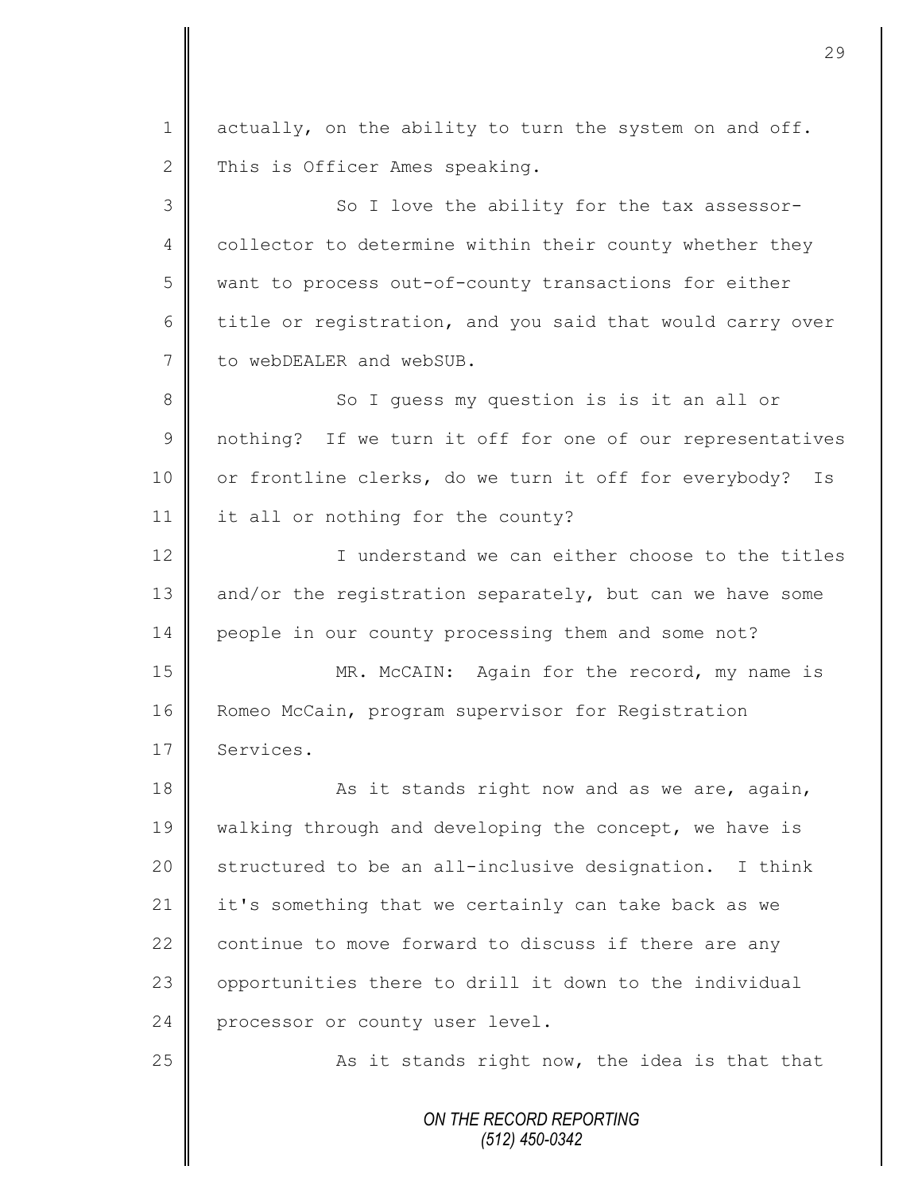actually, on the ability to turn the system on and off. This is Officer Ames speaking.

So I love the ability for the tax assessor-collector to determine within their county whether they want to process out-of-county transactions for either title or registration, and you said that would carry over to webDEALER and webSUB.

So I guess my question is is it an all or nothing? If we turn it off for one of our representatives or frontline clerks, do we turn it off for everybody? Is it all or nothing for the county?

I understand we can either choose to the titles and/or the registration separately, but can we have some people in our county processing them and some not?

MR. McCAIN: Again for the record, my name is Romeo McCain, program supervisor for Registration Services.

As it stands right now and as we are, again, walking through and developing the concept, we have is structured to be an all-inclusive designation. I think it's something that we certainly can take back as we continue to move forward to discuss if there are any opportunities there to drill it down to the individual processor or county user level.

As it stands right now, the idea is that that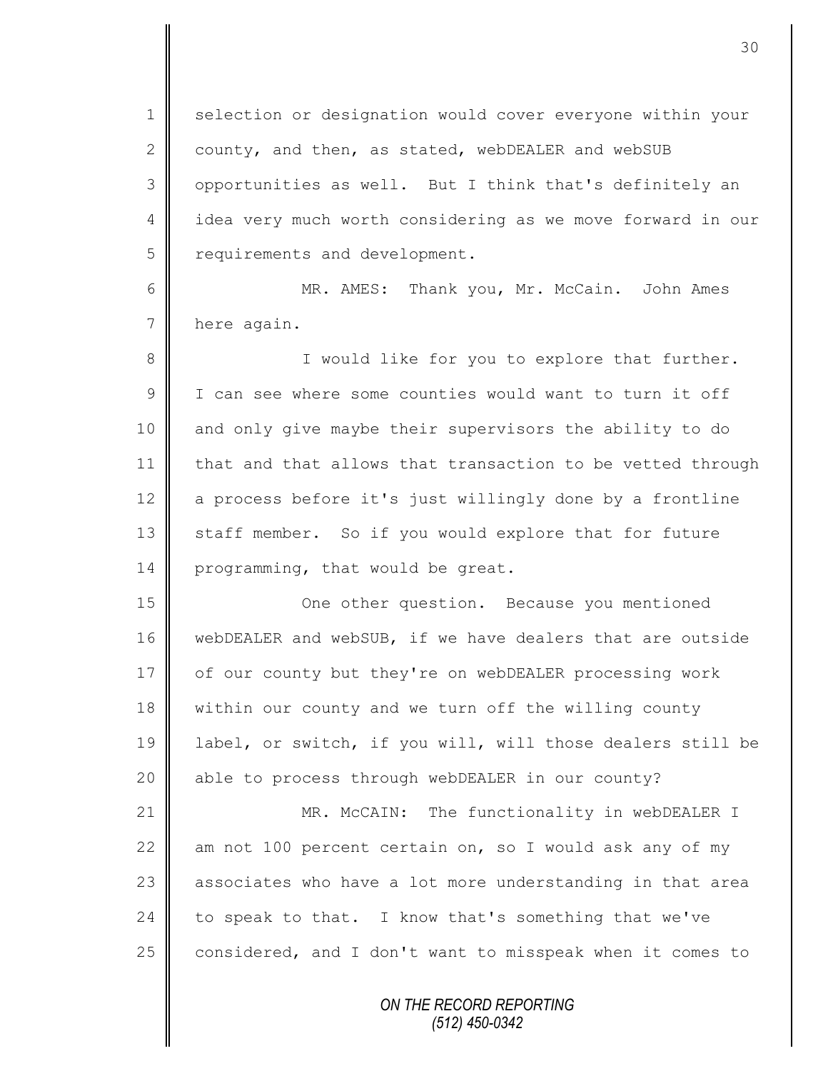selection or designation would cover everyone within your county, and then, as stated, webDEALER and webSUB opportunities as well. But I think that's definitely an idea very much worth considering as we move forward in our requirements and development.

MR. AMES: Thank you, Mr. McCain. John Ames here again.

I would like for you to explore that further. I can see where some counties would want to turn it off and only give maybe their supervisors the ability to do that and that allows that transaction to be vetted through a process before it's just willingly done by a frontline staff member. So if you would explore that for future programming, that would be great.

One other question. Because you mentioned webDEALER and webSUB, if we have dealers that are outside of our county but they're on webDEALER processing work within our county and we turn off the willing county label, or switch, if you will, will those dealers still be able to process through webDEALER in our county?

MR. McCAIN: The functionality in webDEALER I am not 100 percent certain on, so I would ask any of my associates who have a lot more understanding in that area to speak to that. I know that's something that we've considered, and I don't want to misspeak when it comes to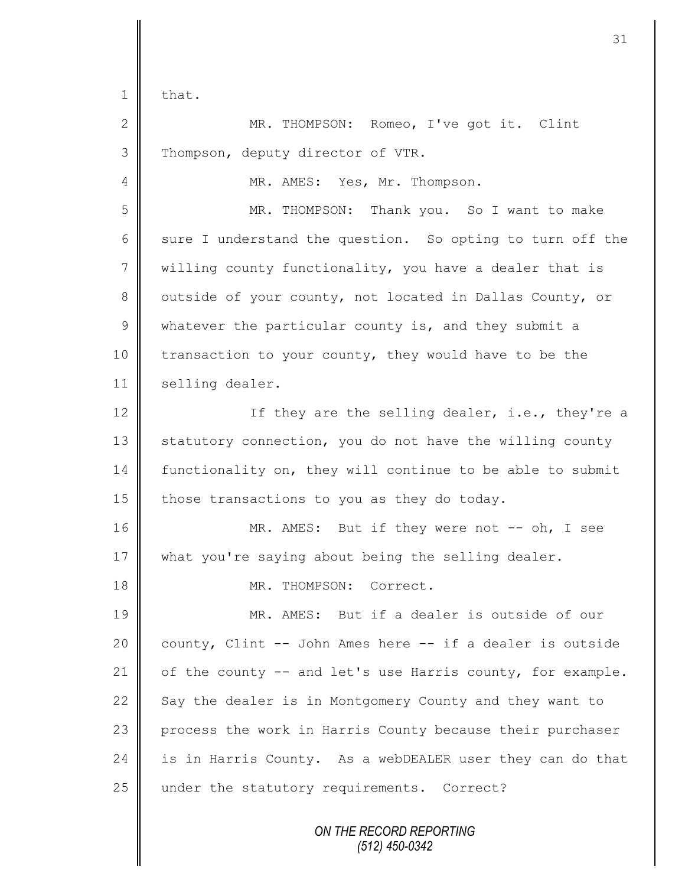that.

MR. THOMPSON: Romeo, I've got it. Clint Thompson, deputy director of VTR.

MR. AMES: Yes, Mr. Thompson.

MR. THOMPSON: Thank you. So I want to make sure I understand the question. So opting to turn off the willing county functionality, you have a dealer that is outside of your county, not located in Dallas County, or whatever the particular county is, and they submit a transaction to your county, they would have to be the selling dealer.

If they are the selling dealer, i.e., they're a statutory connection, you do not have the willing county functionality on, they will continue to be able to submit those transactions to you as they do today.

MR. AMES: But if they were not -- oh, I see what you're saying about being the selling dealer.

MR. THOMPSON: Correct.

MR. AMES: But if a dealer is outside of our county, Clint -- John Ames here -- if a dealer is outside of the county -- and let's use Harris county, for example. Say the dealer is in Montgomery County and they want to process the work in Harris County because their purchaser is in Harris County. As a webDEALER user they can do that under the statutory requirements. Correct?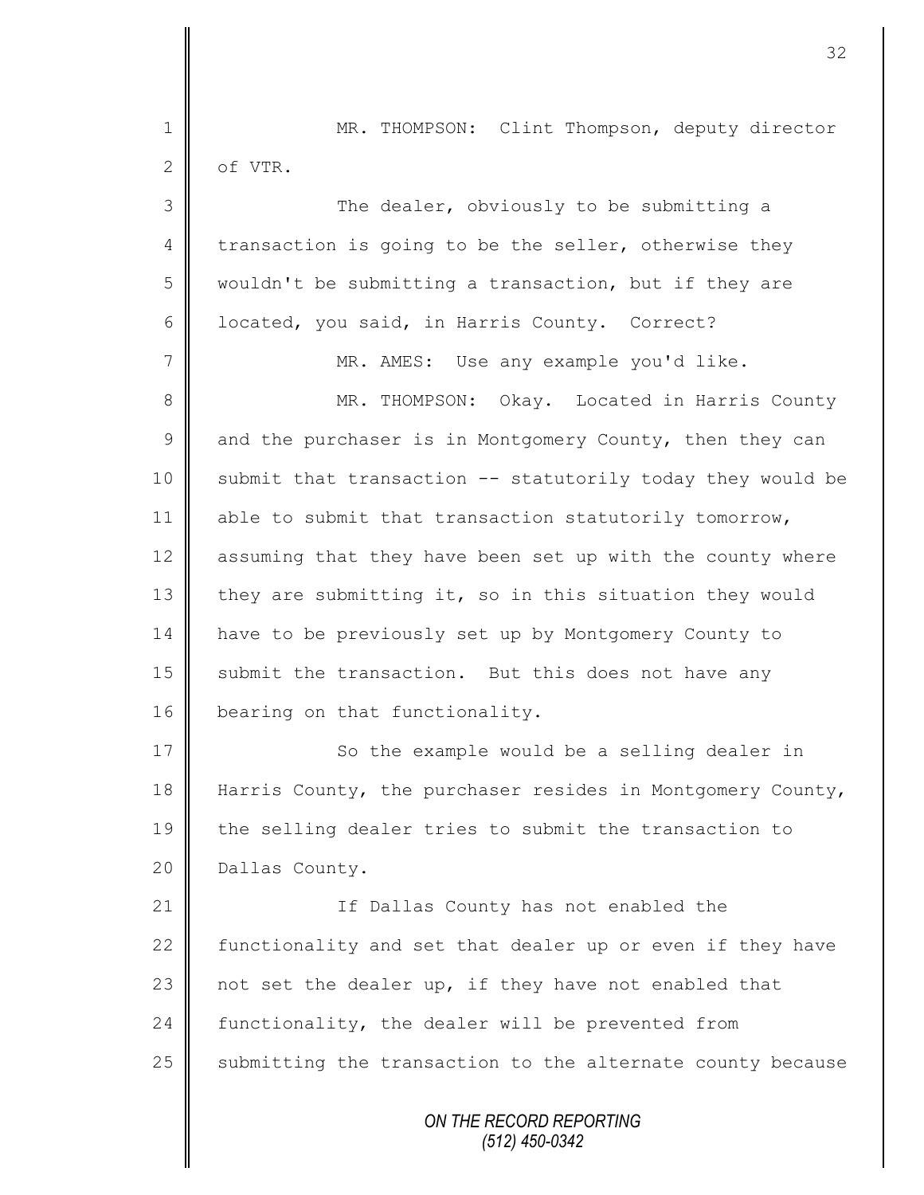MR. THOMPSON: Clint Thompson, deputy director of VTR.

The dealer, obviously to be submitting a transaction is going to be the seller, otherwise they wouldn't be submitting a transaction, but if they are located, you said, in Harris County. Correct?

MR. AMES: Use any example you'd like.

MR. THOMPSON: Okay. Located in Harris County and the purchaser is in Montgomery County, then they can submit that transaction -- statutorily today they would be able to submit that transaction statutorily tomorrow, assuming that they have been set up with the county where they are submitting it, so in this situation they would have to be previously set up by Montgomery County to submit the transaction. But this does not have any bearing on that functionality.

So the example would be a selling dealer in Harris County, the purchaser resides in Montgomery County, the selling dealer tries to submit the transaction to Dallas County.

If Dallas County has not enabled the functionality and set that dealer up or even if they have not set the dealer up, if they have not enabled that functionality, the dealer will be prevented from submitting the transaction to the alternate county because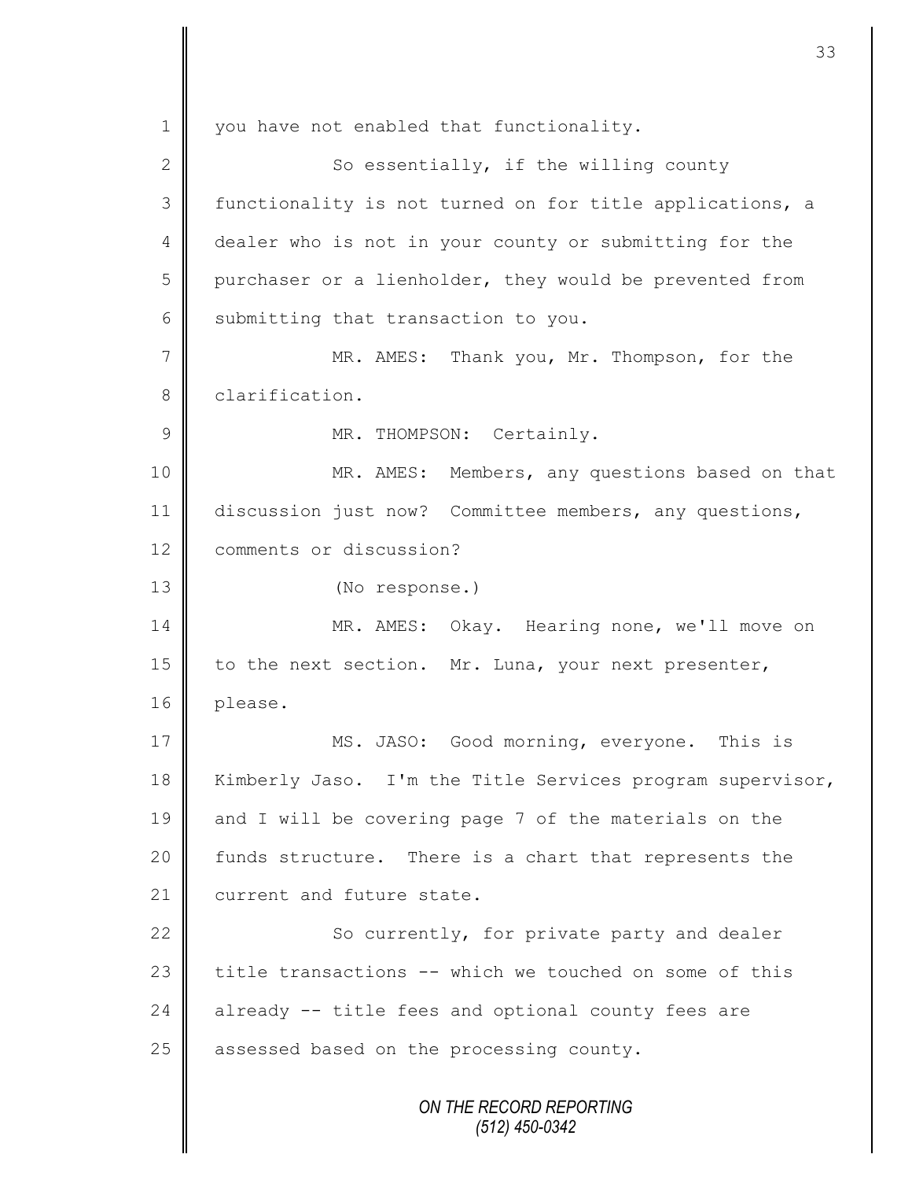1 you have not enabled that functionality.

2 So essentially, if the willing county
3 functionality is not turned on for title applications, a
4 dealer who is not in your county or submitting for the
5 purchaser or a lienholder, they would be prevented from
6 submitting that transaction to you.

7 MR. AMES: Thank you, Mr. Thompson, for the
8 clarification.

9 MR. THOMPSON: Certainly.

10 MR. AMES: Members, any questions based on that
11 discussion just now? Committee members, any questions,
12 comments or discussion?

13 (No response.)

14 MR. AMES: Okay. Hearing none, we'll move on
15 to the next section. Mr. Luna, your next presenter,
16 please.

17 MS. JASO: Good morning, everyone. This is
18 Kimberly Jaso. I'm the Title Services program supervisor,
19 and I will be covering page 7 of the materials on the
20 funds structure. There is a chart that represents the
21 current and future state.

22 So currently, for private party and dealer
23 title transactions -- which we touched on some of this
24 already -- title fees and optional county fees are
25 assessed based on the processing county.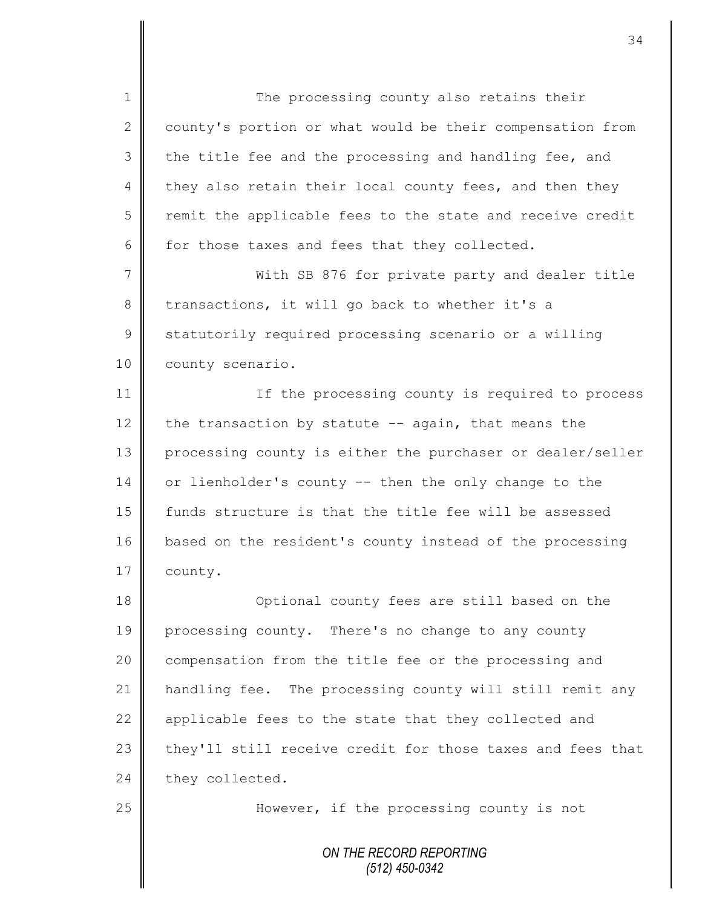The processing county also retains their county's portion or what would be their compensation from the title fee and the processing and handling fee, and they also retain their local county fees, and then they remit the applicable fees to the state and receive credit for those taxes and fees that they collected.

With SB 876 for private party and dealer title transactions, it will go back to whether it's a statutorily required processing scenario or a willing county scenario.

If the processing county is required to process the transaction by statute -- again, that means the processing county is either the purchaser or dealer/seller or lienholder's county -- then the only change to the funds structure is that the title fee will be assessed based on the resident's county instead of the processing county.

Optional county fees are still based on the processing county. There's no change to any county compensation from the title fee or the processing and handling fee. The processing county will still remit any applicable fees to the state that they collected and they'll still receive credit for those taxes and fees that they collected.

However, if the processing county is not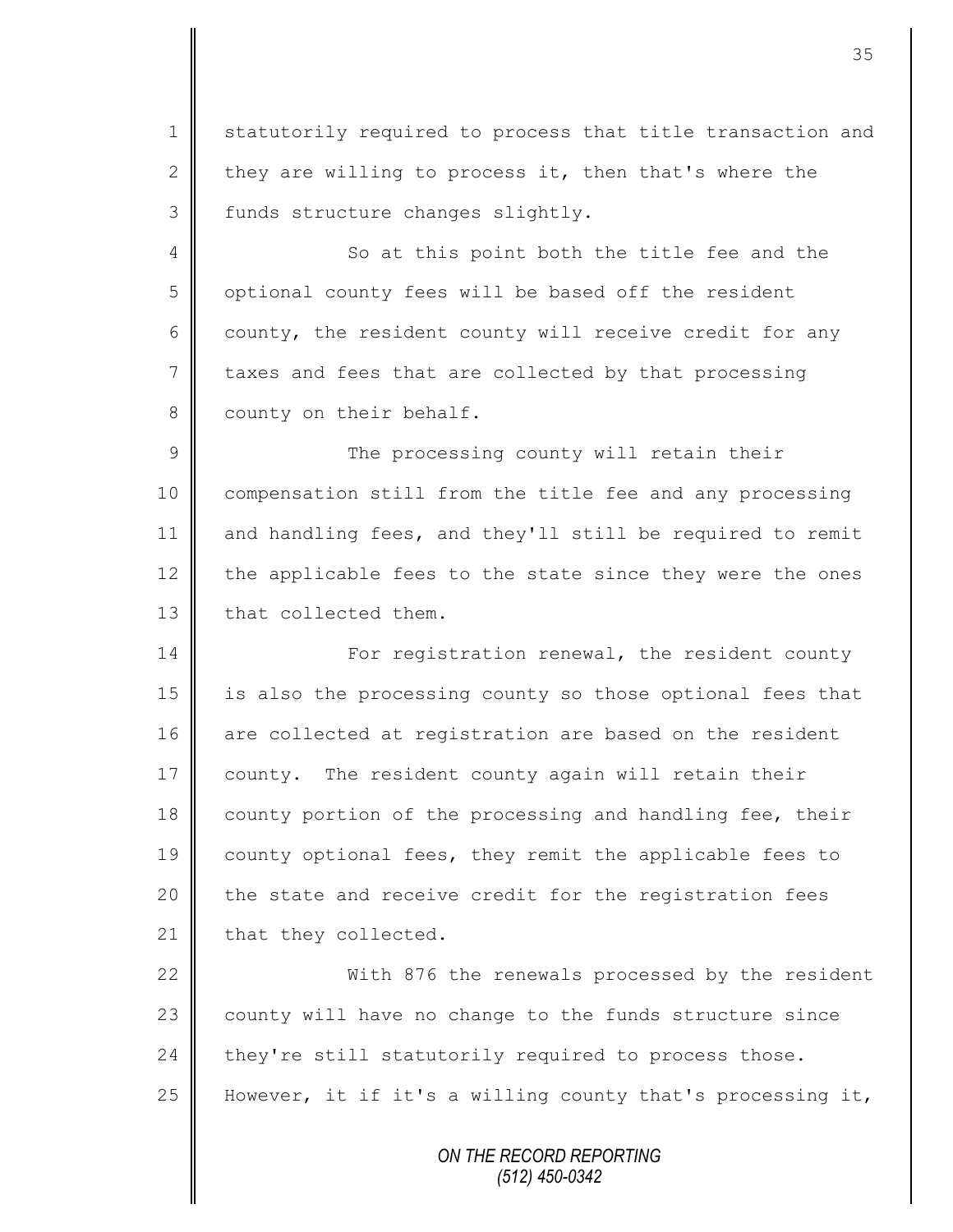statutorily required to process that title transaction and they are willing to process it, then that's where the funds structure changes slightly.

So at this point both the title fee and the optional county fees will be based off the resident county, the resident county will receive credit for any taxes and fees that are collected by that processing county on their behalf.

The processing county will retain their compensation still from the title fee and any processing and handling fees, and they'll still be required to remit the applicable fees to the state since they were the ones that collected them.

For registration renewal, the resident county is also the processing county so those optional fees that are collected at registration are based on the resident county. The resident county again will retain their county portion of the processing and handling fee, their county optional fees, they remit the applicable fees to the state and receive credit for the registration fees that they collected.

With 876 the renewals processed by the resident county will have no change to the funds structure since they're still statutorily required to process those. However, it if it's a willing county that's processing it,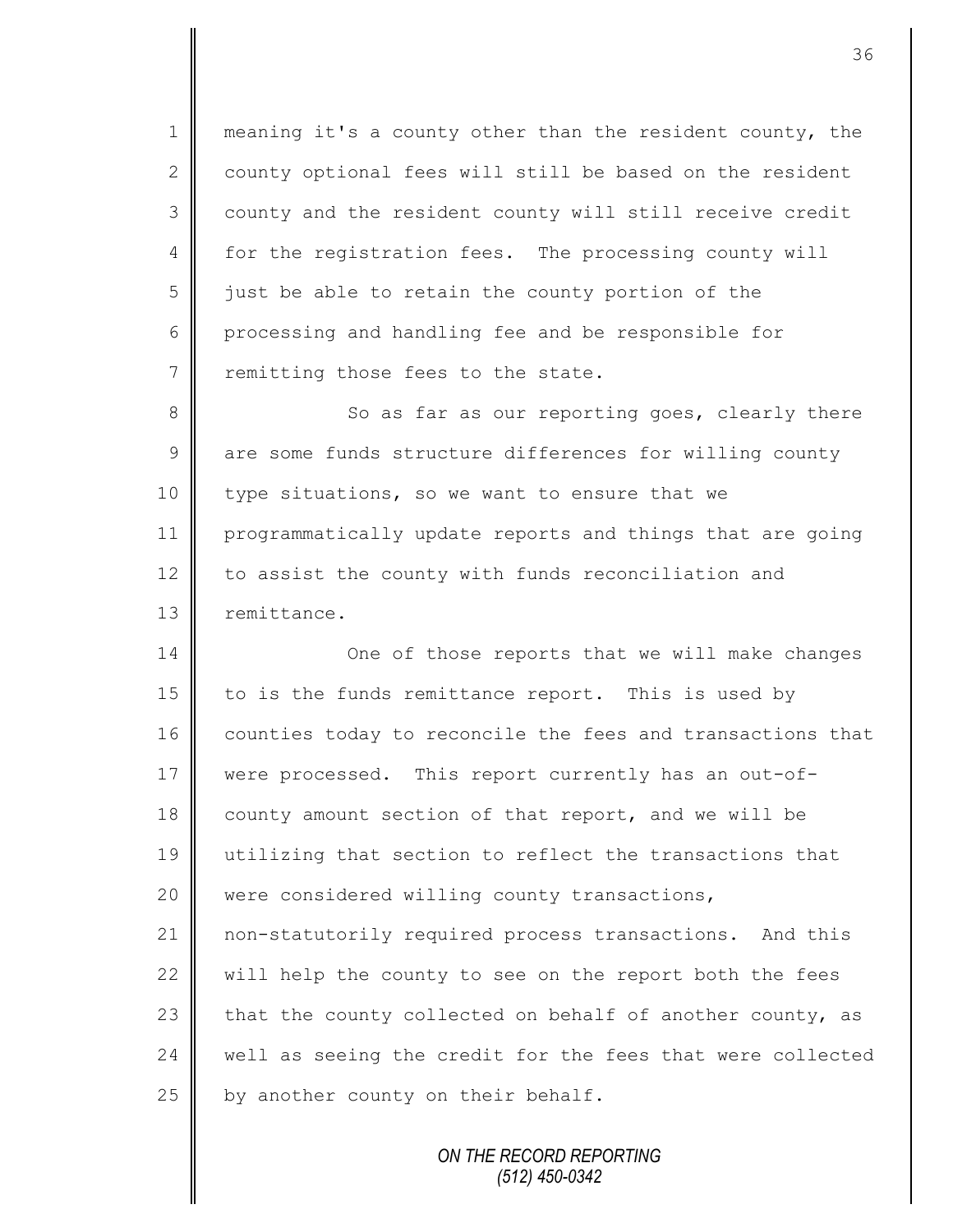meaning it's a county other than the resident county, the county optional fees will still be based on the resident county and the resident county will still receive credit for the registration fees. The processing county will just be able to retain the county portion of the processing and handling fee and be responsible for remitting those fees to the state.

So as far as our reporting goes, clearly there are some funds structure differences for willing county type situations, so we want to ensure that we programmatically update reports and things that are going to assist the county with funds reconciliation and remittance.

One of those reports that we will make changes to is the funds remittance report. This is used by counties today to reconcile the fees and transactions that were processed. This report currently has an out-of-county amount section of that report, and we will be utilizing that section to reflect the transactions that were considered willing county transactions, non-statutorily required process transactions. And this will help the county to see on the report both the fees that the county collected on behalf of another county, as well as seeing the credit for the fees that were collected by another county on their behalf.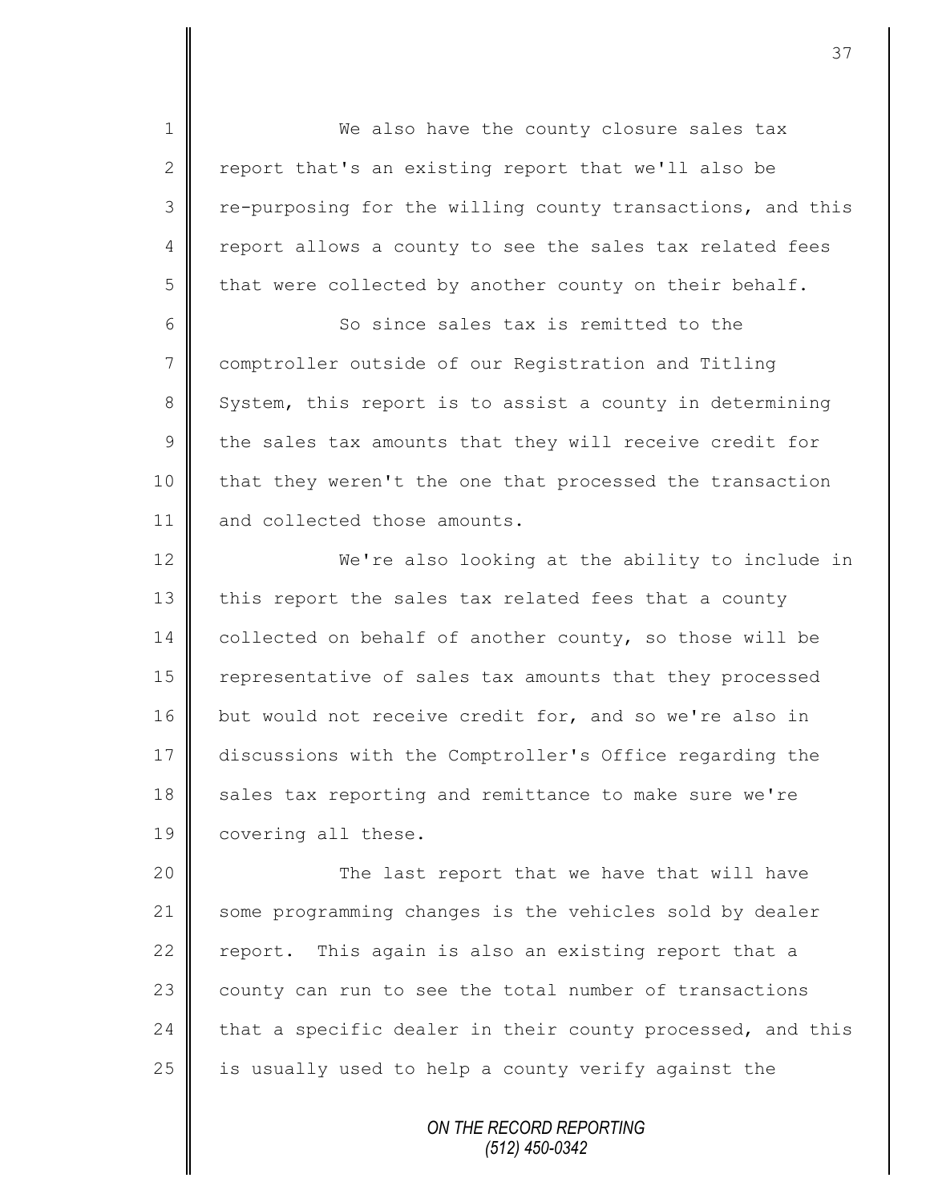We also have the county closure sales tax report that's an existing report that we'll also be re-purposing for the willing county transactions, and this report allows a county to see the sales tax related fees that were collected by another county on their behalf.

So since sales tax is remitted to the comptroller outside of our Registration and Titling System, this report is to assist a county in determining the sales tax amounts that they will receive credit for that they weren't the one that processed the transaction and collected those amounts.

We're also looking at the ability to include in this report the sales tax related fees that a county collected on behalf of another county, so those will be representative of sales tax amounts that they processed but would not receive credit for, and so we're also in discussions with the Comptroller's Office regarding the sales tax reporting and remittance to make sure we're covering all these.

The last report that we have that will have some programming changes is the vehicles sold by dealer report. This again is also an existing report that a county can run to see the total number of transactions that a specific dealer in their county processed, and this is usually used to help a county verify against the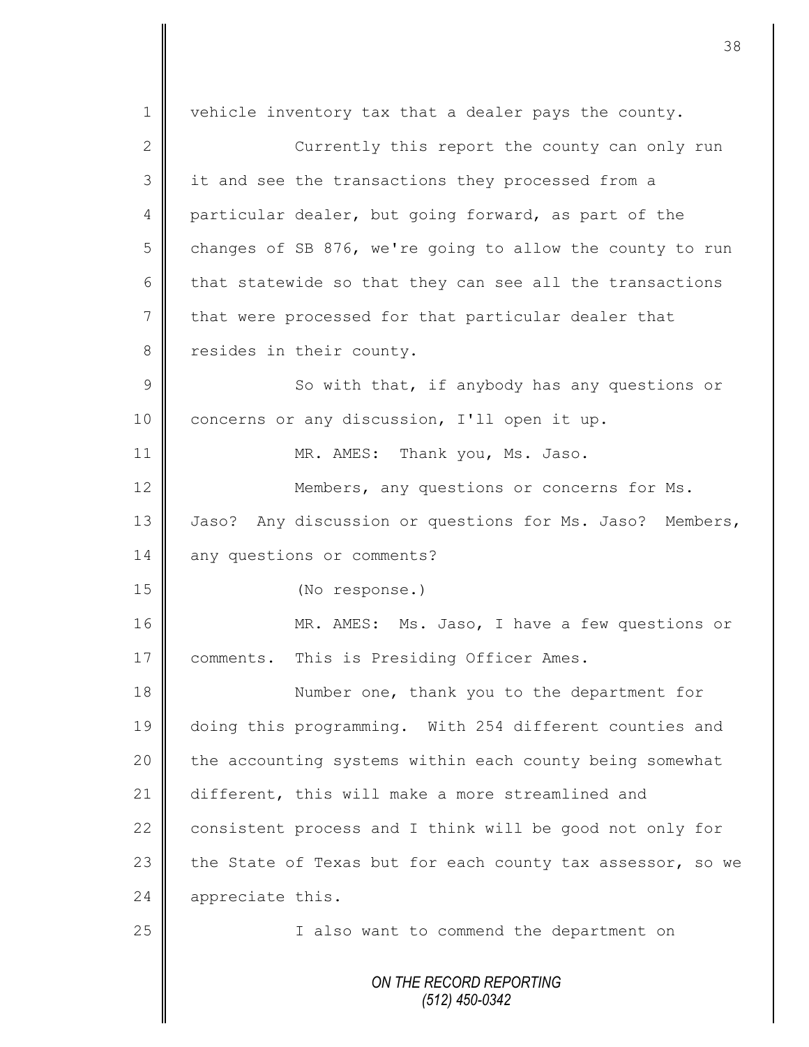vehicle inventory tax that a dealer pays the county.

Currently this report the county can only run it and see the transactions they processed from a particular dealer, but going forward, as part of the changes of SB 876, we're going to allow the county to run that statewide so that they can see all the transactions that were processed for that particular dealer that resides in their county.

So with that, if anybody has any questions or concerns or any discussion, I'll open it up.

MR. AMES: Thank you, Ms. Jaso.

Members, any questions or concerns for Ms. Jaso? Any discussion or questions for Ms. Jaso? Members, any questions or comments?

(No response.)

MR. AMES: Ms. Jaso, I have a few questions or comments. This is Presiding Officer Ames.

Number one, thank you to the department for doing this programming. With 254 different counties and the accounting systems within each county being somewhat different, this will make a more streamlined and consistent process and I think will be good not only for the State of Texas but for each county tax assessor, so we appreciate this.

I also want to commend the department on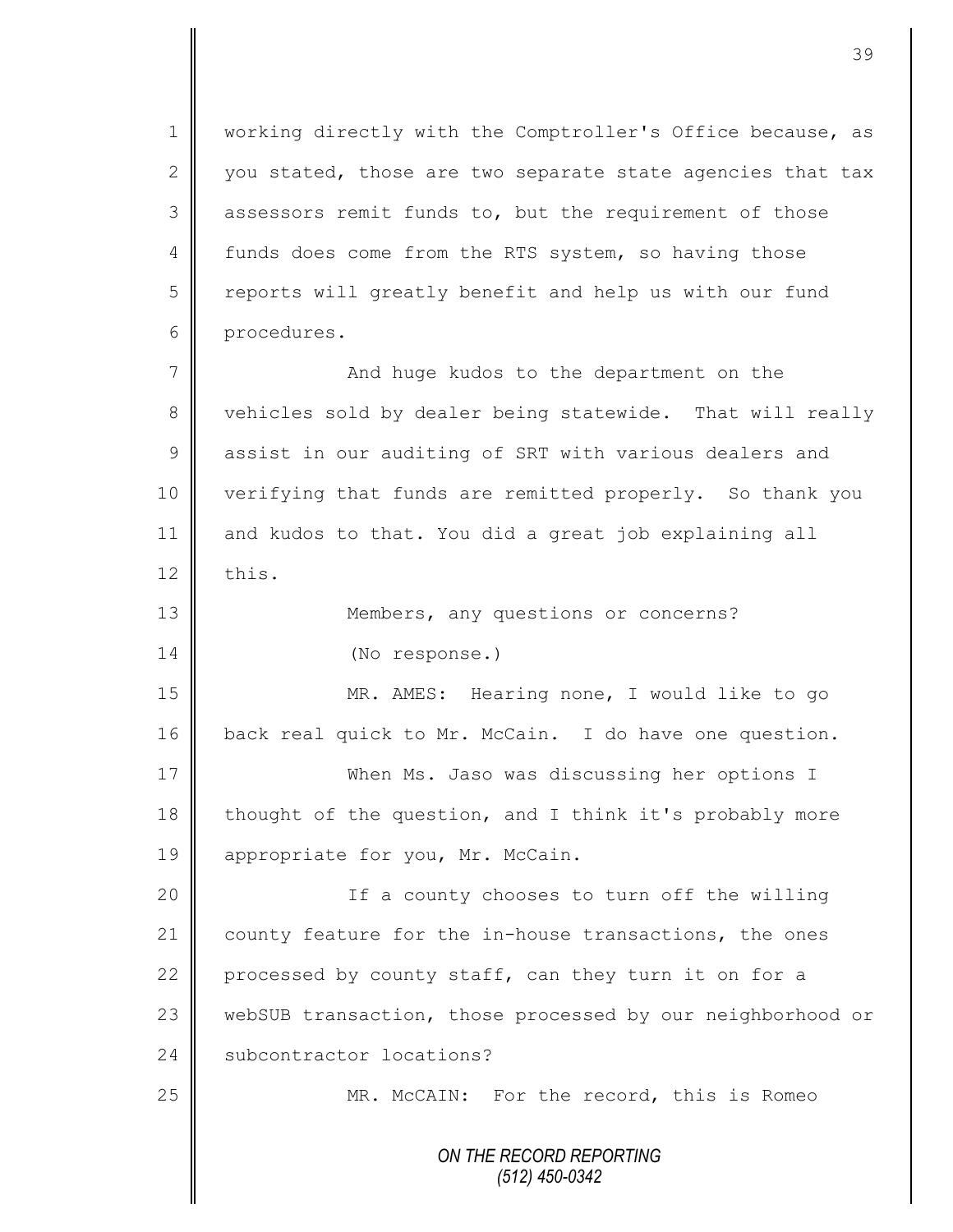working directly with the Comptroller's Office because, as you stated, those are two separate state agencies that tax assessors remit funds to, but the requirement of those funds does come from the RTS system, so having those reports will greatly benefit and help us with our fund procedures.

And huge kudos to the department on the vehicles sold by dealer being statewide. That will really assist in our auditing of SRT with various dealers and verifying that funds are remitted properly. So thank you and kudos to that. You did a great job explaining all this.

Members, any questions or concerns?

(No response.)

MR. AMES: Hearing none, I would like to go back real quick to Mr. McCain. I do have one question.

When Ms. Jaso was discussing her options I thought of the question, and I think it's probably more appropriate for you, Mr. McCain.

If a county chooses to turn off the willing county feature for the in-house transactions, the ones processed by county staff, can they turn it on for a webSUB transaction, those processed by our neighborhood or subcontractor locations?

MR. McCAIN: For the record, this is Romeo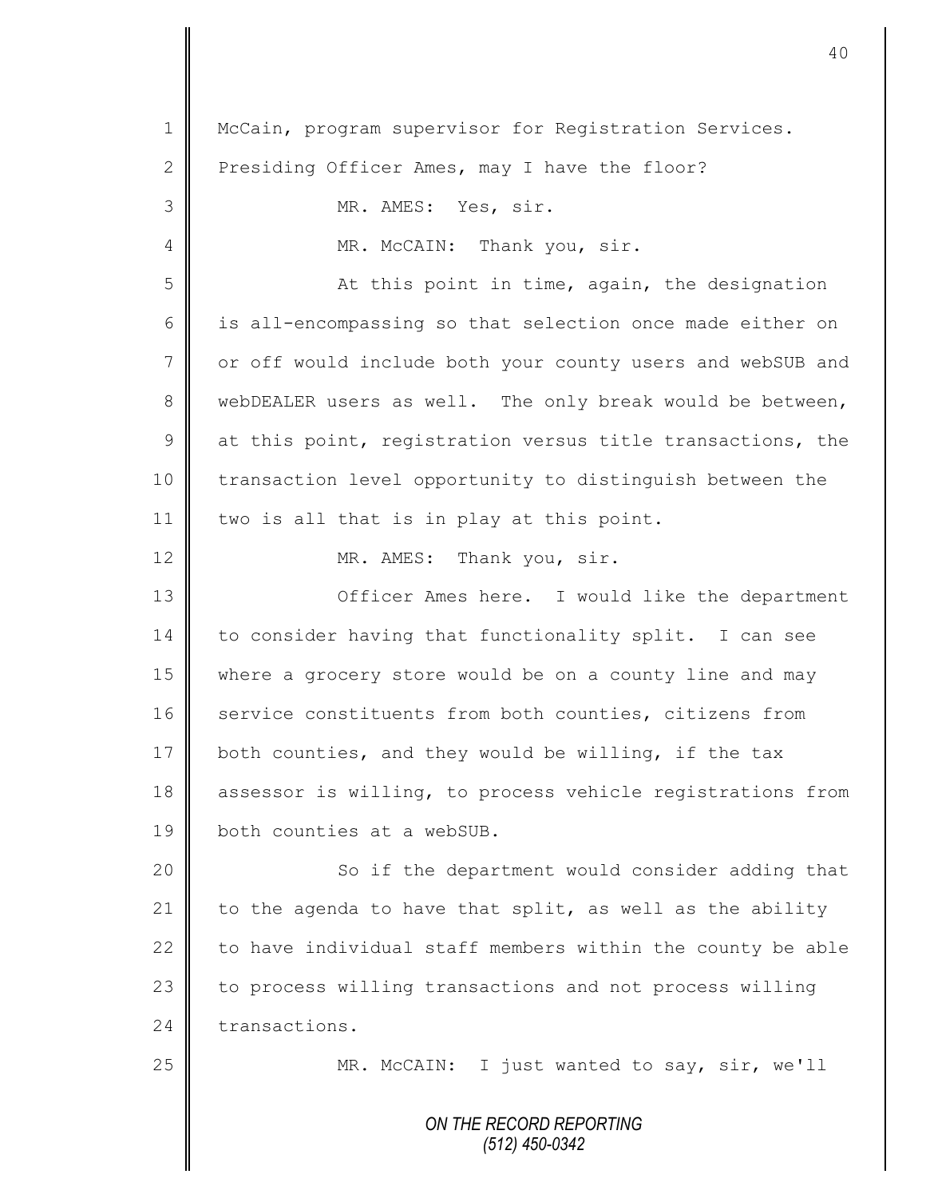McCain, program supervisor for Registration Services. Presiding Officer Ames, may I have the floor?

MR. AMES: Yes, sir.

MR. McCAIN: Thank you, sir.

At this point in time, again, the designation is all-encompassing so that selection once made either on or off would include both your county users and webSUB and webDEALER users as well. The only break would be between, at this point, registration versus title transactions, the transaction level opportunity to distinguish between the two is all that is in play at this point.

MR. AMES: Thank you, sir.

Officer Ames here. I would like the department to consider having that functionality split. I can see where a grocery store would be on a county line and may service constituents from both counties, citizens from both counties, and they would be willing, if the tax assessor is willing, to process vehicle registrations from both counties at a webSUB.

So if the department would consider adding that to the agenda to have that split, as well as the ability to have individual staff members within the county be able to process willing transactions and not process willing transactions.

MR. McCAIN: I just wanted to say, sir, we'll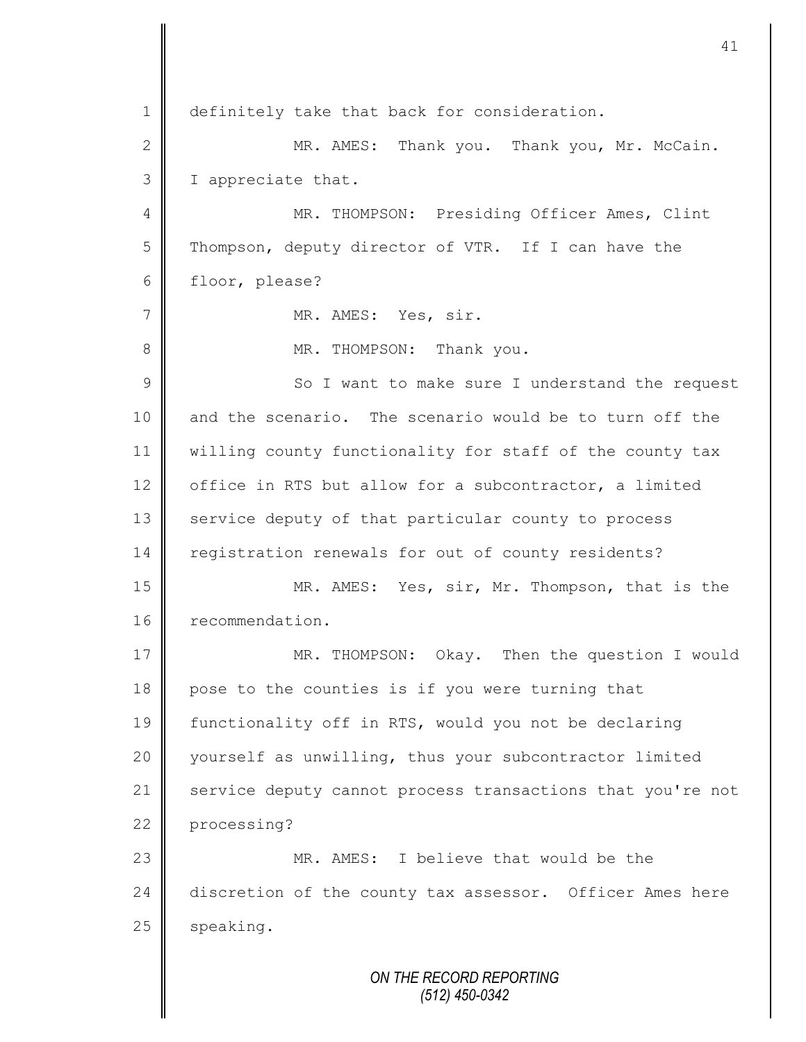definitely take that back for consideration.

MR. AMES: Thank you. Thank you, Mr. McCain. I appreciate that.

MR. THOMPSON: Presiding Officer Ames, Clint Thompson, deputy director of VTR. If I can have the floor, please?

MR. AMES: Yes, sir.

MR. THOMPSON: Thank you.

So I want to make sure I understand the request and the scenario. The scenario would be to turn off the willing county functionality for staff of the county tax office in RTS but allow for a subcontractor, a limited service deputy of that particular county to process registration renewals for out of county residents?

MR. AMES: Yes, sir, Mr. Thompson, that is the recommendation.

MR. THOMPSON: Okay. Then the question I would pose to the counties is if you were turning that functionality off in RTS, would you not be declaring yourself as unwilling, thus your subcontractor limited service deputy cannot process transactions that you're not processing?

MR. AMES: I believe that would be the discretion of the county tax assessor. Officer Ames here speaking.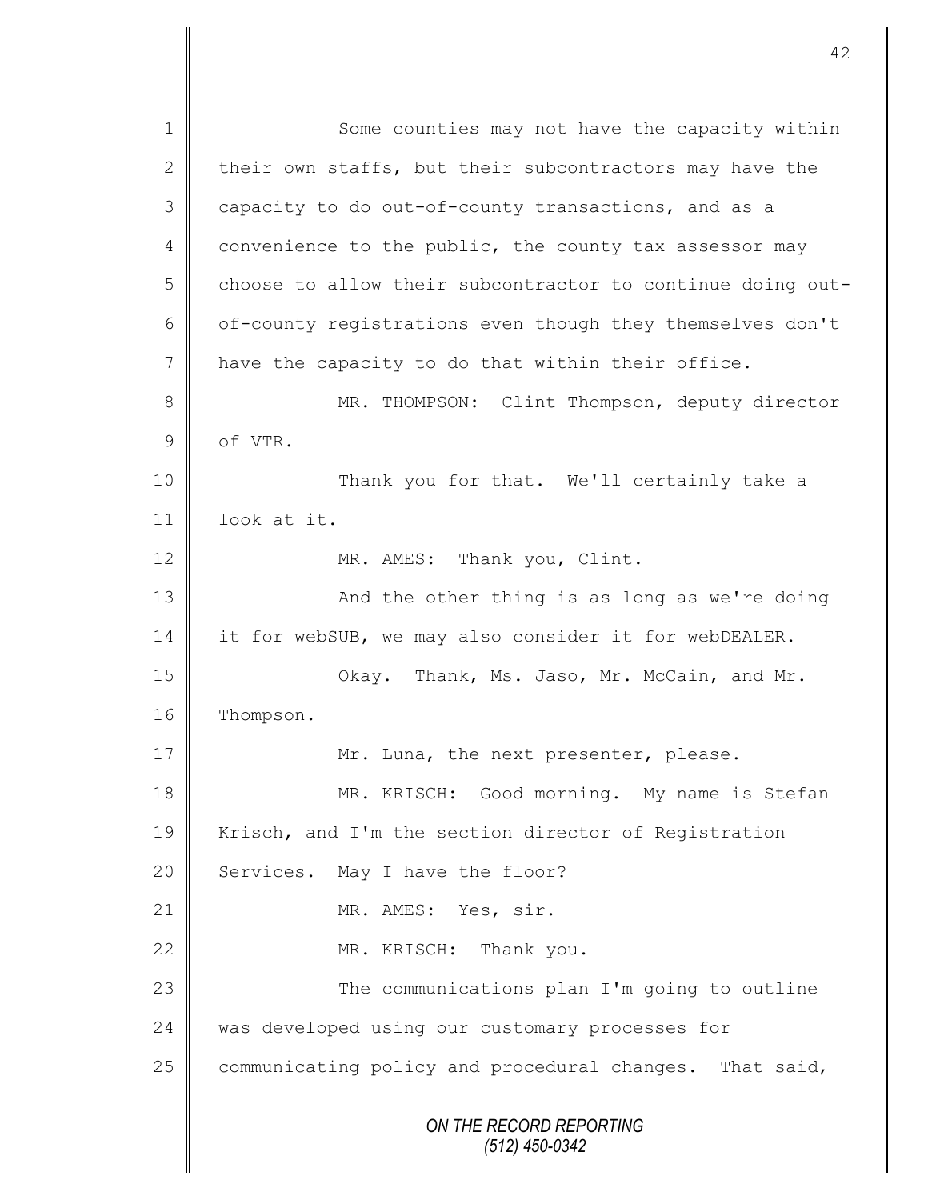Some counties may not have the capacity within their own staffs, but their subcontractors may have the capacity to do out-of-county transactions, and as a convenience to the public, the county tax assessor may choose to allow their subcontractor to continue doing out-of-county registrations even though they themselves don't have the capacity to do that within their office.

MR. THOMPSON: Clint Thompson, deputy director of VTR.

Thank you for that. We'll certainly take a look at it.

MR. AMES: Thank you, Clint.

And the other thing is as long as we're doing it for webSUB, we may also consider it for webDEALER.

Okay. Thank, Ms. Jaso, Mr. McCain, and Mr. Thompson.

Mr. Luna, the next presenter, please.

MR. KRISCH: Good morning. My name is Stefan Krisch, and I'm the section director of Registration Services. May I have the floor?

MR. AMES: Yes, sir.

MR. KRISCH: Thank you.

The communications plan I'm going to outline was developed using our customary processes for communicating policy and procedural changes. That said,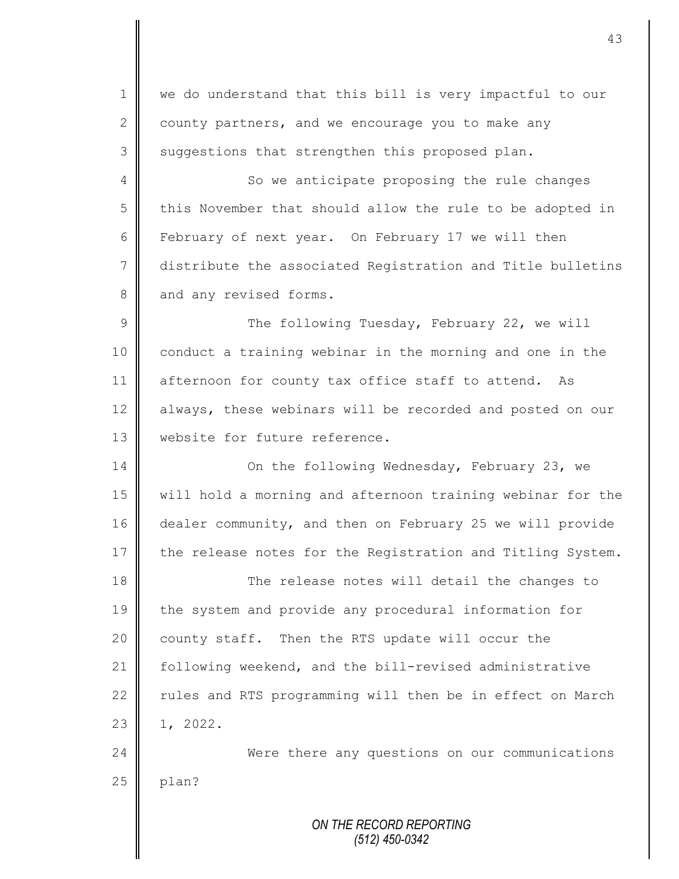we do understand that this bill is very impactful to our county partners, and we encourage you to make any suggestions that strengthen this proposed plan.

So we anticipate proposing the rule changes this November that should allow the rule to be adopted in February of next year. On February 17 we will then distribute the associated Registration and Title bulletins and any revised forms.

The following Tuesday, February 22, we will conduct a training webinar in the morning and one in the afternoon for county tax office staff to attend. As always, these webinars will be recorded and posted on our website for future reference.

On the following Wednesday, February 23, we will hold a morning and afternoon training webinar for the dealer community, and then on February 25 we will provide the release notes for the Registration and Titling System.

The release notes will detail the changes to the system and provide any procedural information for county staff. Then the RTS update will occur the following weekend, and the bill-revised administrative rules and RTS programming will then be in effect on March 1, 2022.

Were there any questions on our communications plan?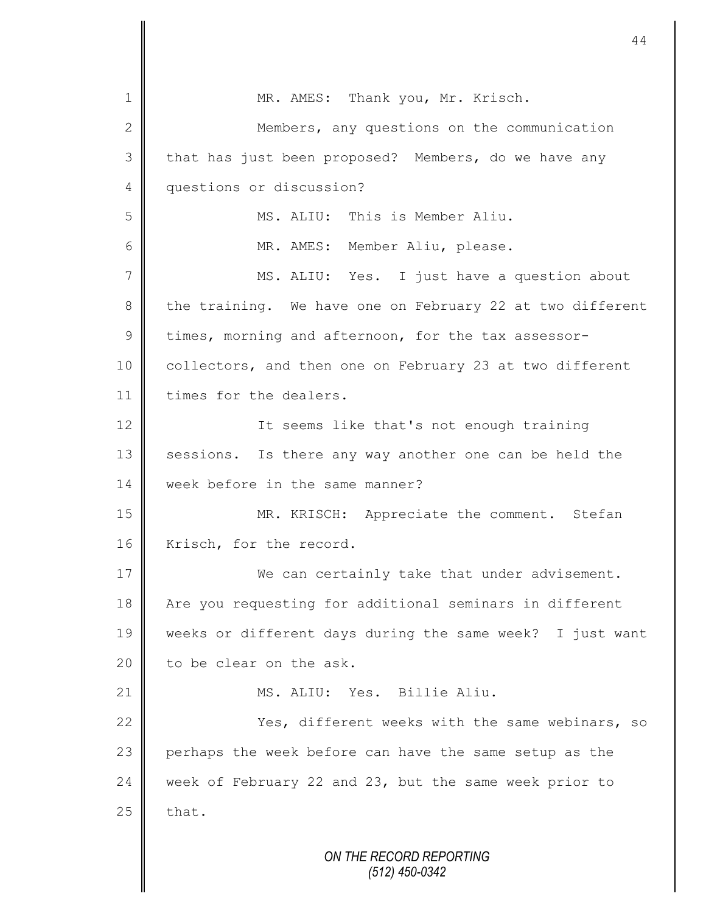MR. AMES: Thank you, Mr. Krisch.

Members, any questions on the communication that has just been proposed? Members, do we have any questions or discussion?

MS. ALIU: This is Member Aliu.

MR. AMES: Member Aliu, please.

MS. ALIU: Yes. I just have a question about the training. We have one on February 22 at two different times, morning and afternoon, for the tax assessor-collectors, and then one on February 23 at two different times for the dealers.

It seems like that's not enough training sessions. Is there any way another one can be held the week before in the same manner?

MR. KRISCH: Appreciate the comment. Stefan Krisch, for the record.

We can certainly take that under advisement. Are you requesting for additional seminars in different weeks or different days during the same week? I just want to be clear on the ask.

MS. ALIU: Yes. Billie Aliu.

Yes, different weeks with the same webinars, so perhaps the week before can have the same setup as the week of February 22 and 23, but the same week prior to that.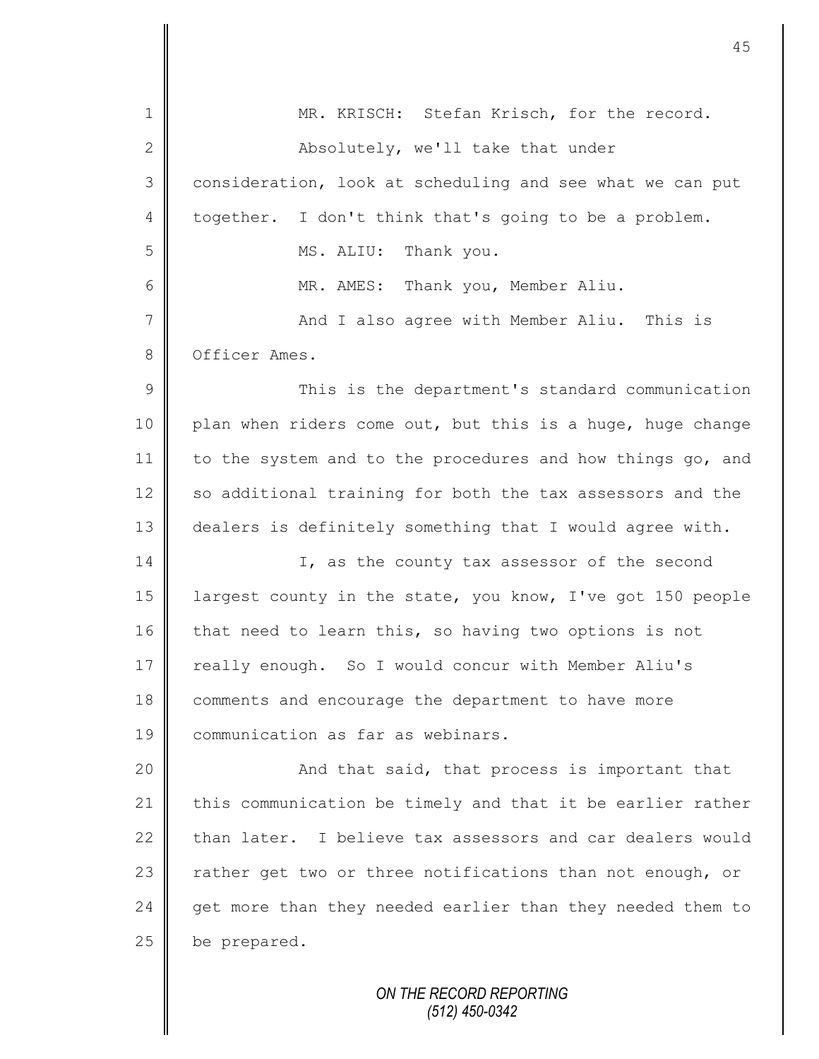MR. KRISCH: Stefan Krisch, for the record.

Absolutely, we'll take that under consideration, look at scheduling and see what we can put together. I don't think that's going to be a problem.

MS. ALIU: Thank you.

MR. AMES: Thank you, Member Aliu.

And I also agree with Member Aliu. This is Officer Ames.

This is the department's standard communication plan when riders come out, but this is a huge, huge change to the system and to the procedures and how things go, and so additional training for both the tax assessors and the dealers is definitely something that I would agree with.

I, as the county tax assessor of the second largest county in the state, you know, I've got 150 people that need to learn this, so having two options is not really enough. So I would concur with Member Aliu's comments and encourage the department to have more communication as far as webinars.

And that said, that process is important that this communication be timely and that it be earlier rather than later. I believe tax assessors and car dealers would rather get two or three notifications than not enough, or get more than they needed earlier than they needed them to be prepared.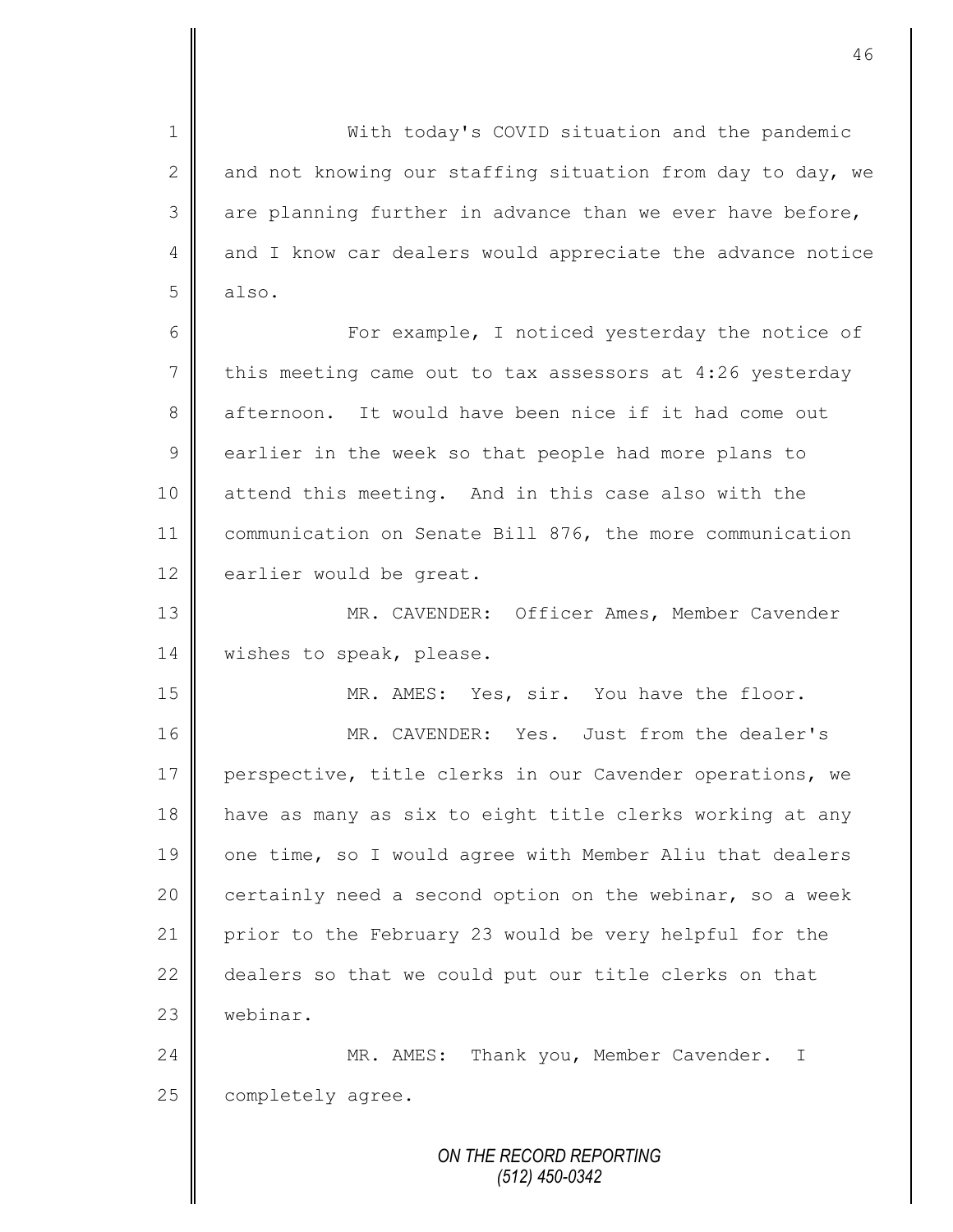With today's COVID situation and the pandemic and not knowing our staffing situation from day to day, we are planning further in advance than we ever have before, and I know car dealers would appreciate the advance notice also.

For example, I noticed yesterday the notice of this meeting came out to tax assessors at 4:26 yesterday afternoon. It would have been nice if it had come out earlier in the week so that people had more plans to attend this meeting. And in this case also with the communication on Senate Bill 876, the more communication earlier would be great.

MR. CAVENDER: Officer Ames, Member Cavender wishes to speak, please.

MR. AMES: Yes, sir. You have the floor.

MR. CAVENDER: Yes. Just from the dealer's perspective, title clerks in our Cavender operations, we have as many as six to eight title clerks working at any one time, so I would agree with Member Aliu that dealers certainly need a second option on the webinar, so a week prior to the February 23 would be very helpful for the dealers so that we could put our title clerks on that webinar.

MR. AMES: Thank you, Member Cavender. I completely agree.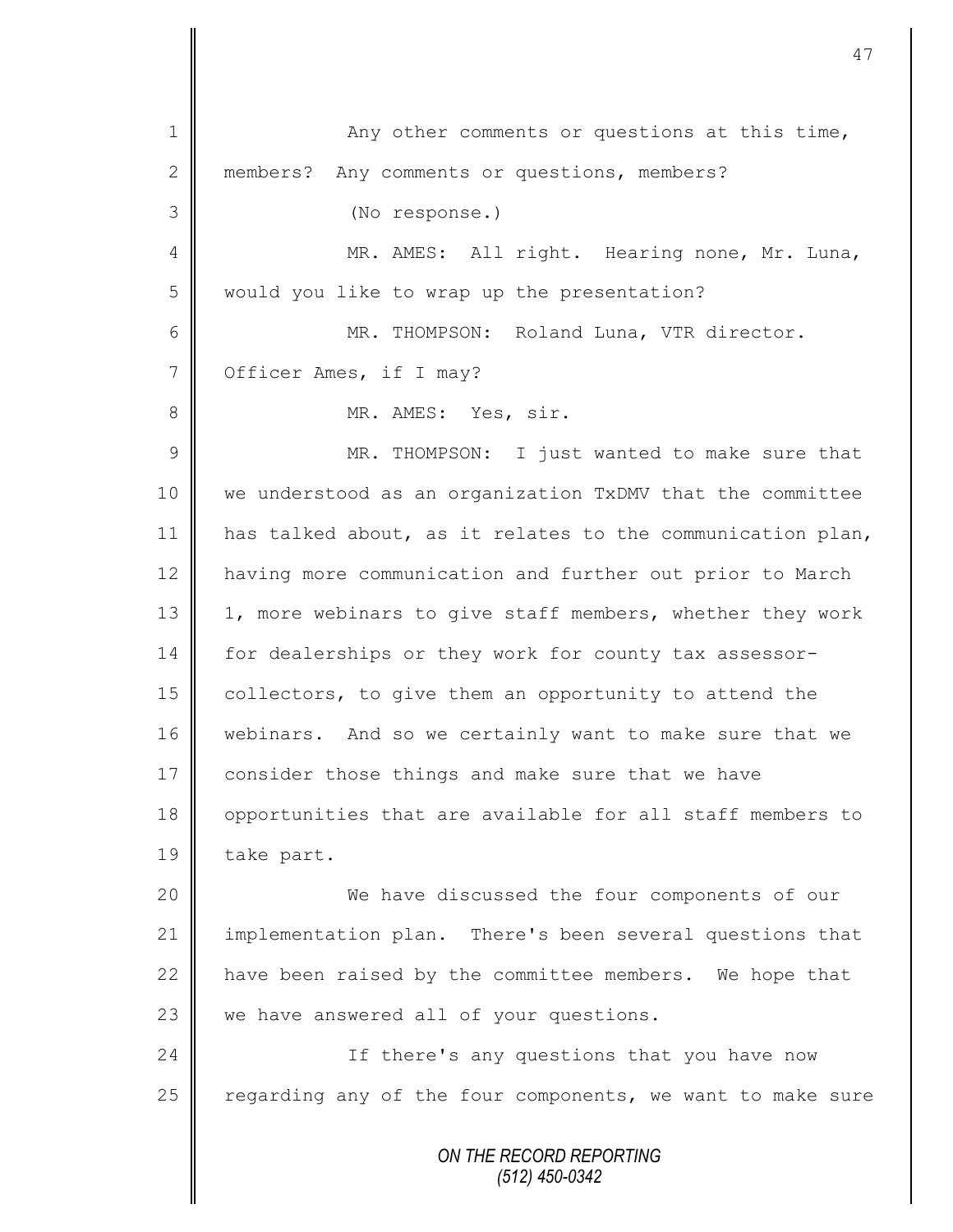Any other comments or questions at this time, members? Any comments or questions, members?

(No response.)

MR. AMES: All right. Hearing none, Mr. Luna, would you like to wrap up the presentation?

MR. THOMPSON: Roland Luna, VTR director. Officer Ames, if I may?

MR. AMES: Yes, sir.

MR. THOMPSON: I just wanted to make sure that we understood as an organization TxDMV that the committee has talked about, as it relates to the communication plan, having more communication and further out prior to March 1, more webinars to give staff members, whether they work for dealerships or they work for county tax assessor-collectors, to give them an opportunity to attend the webinars. And so we certainly want to make sure that we consider those things and make sure that we have opportunities that are available for all staff members to take part.

We have discussed the four components of our implementation plan. There's been several questions that have been raised by the committee members. We hope that we have answered all of your questions.

If there's any questions that you have now regarding any of the four components, we want to make sure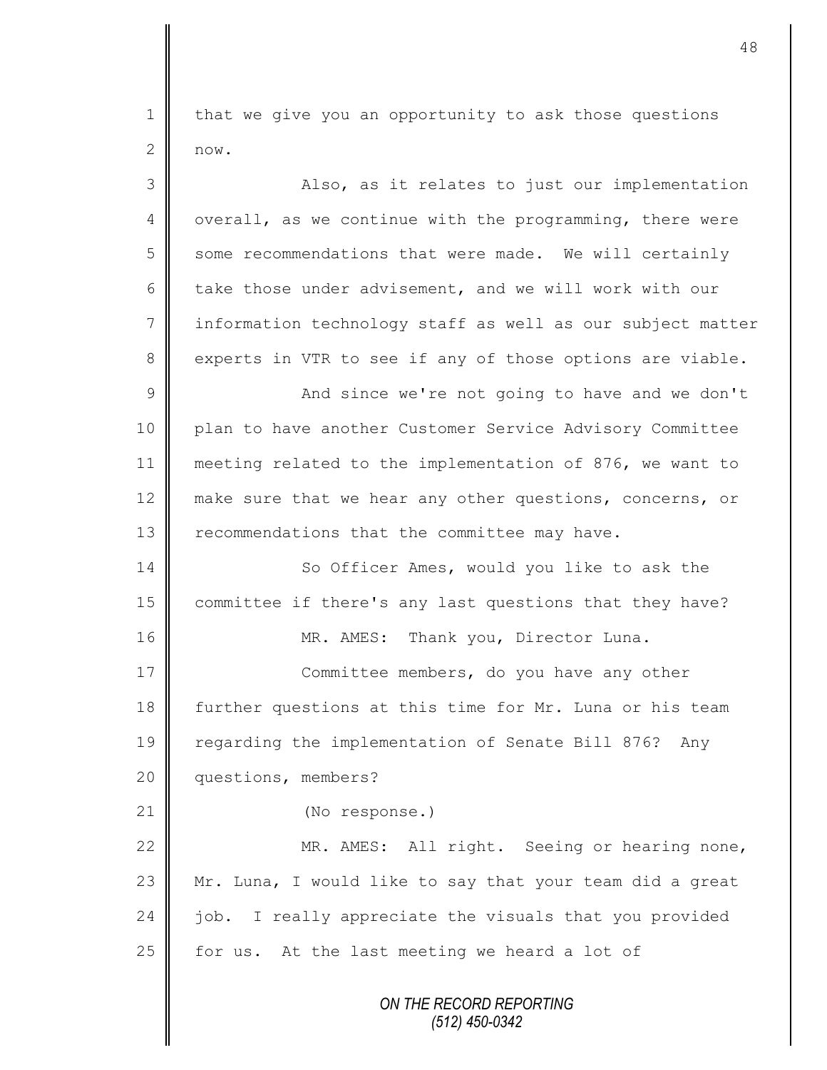that we give you an opportunity to ask those questions now.

Also, as it relates to just our implementation overall, as we continue with the programming, there were some recommendations that were made. We will certainly take those under advisement, and we will work with our information technology staff as well as our subject matter experts in VTR to see if any of those options are viable.

And since we're not going to have and we don't plan to have another Customer Service Advisory Committee meeting related to the implementation of 876, we want to make sure that we hear any other questions, concerns, or recommendations that the committee may have.

So Officer Ames, would you like to ask the committee if there's any last questions that they have?

MR. AMES: Thank you, Director Luna.

Committee members, do you have any other further questions at this time for Mr. Luna or his team regarding the implementation of Senate Bill 876? Any questions, members?

(No response.)

MR. AMES: All right. Seeing or hearing none, Mr. Luna, I would like to say that your team did a great job. I really appreciate the visuals that you provided for us. At the last meeting we heard a lot of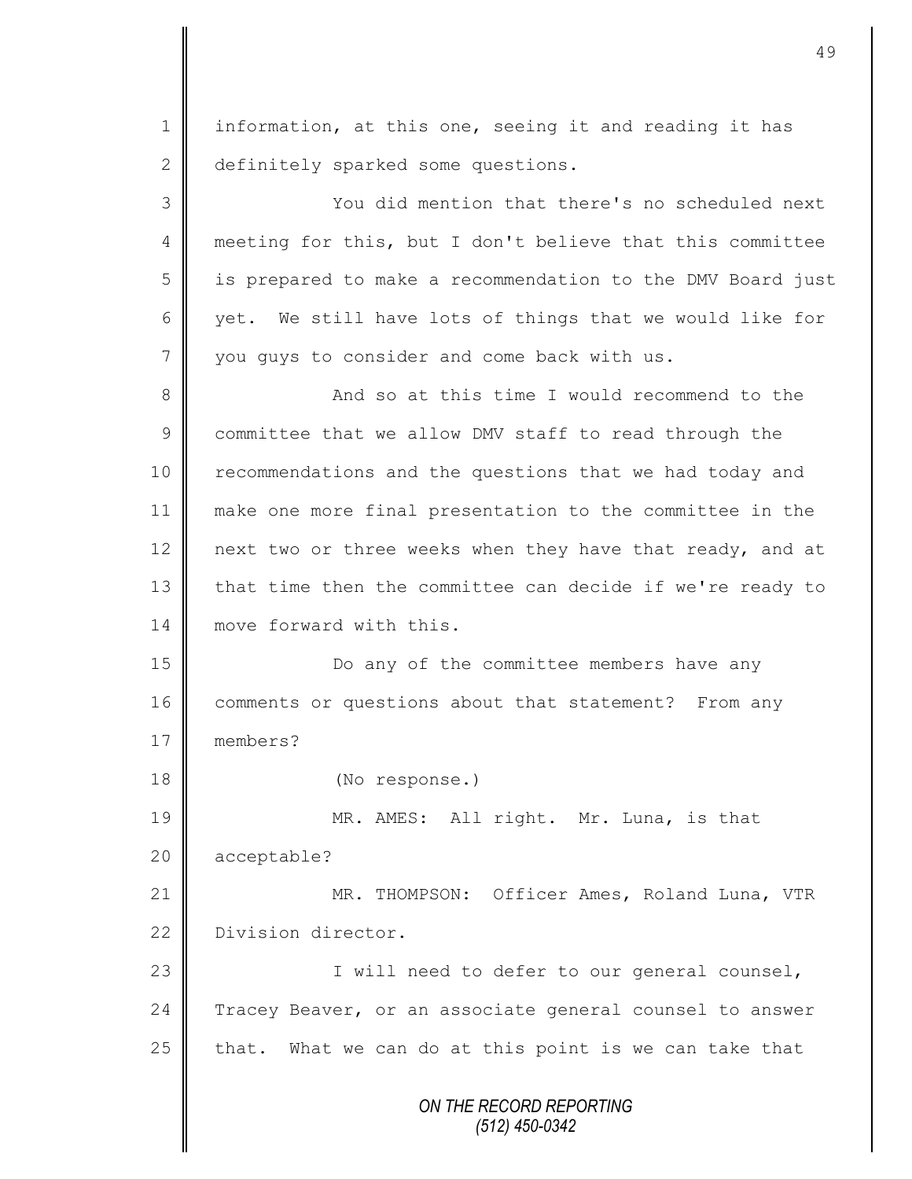information, at this one, seeing it and reading it has definitely sparked some questions.

You did mention that there's no scheduled next meeting for this, but I don't believe that this committee is prepared to make a recommendation to the DMV Board just yet. We still have lots of things that we would like for you guys to consider and come back with us.

And so at this time I would recommend to the committee that we allow DMV staff to read through the recommendations and the questions that we had today and make one more final presentation to the committee in the next two or three weeks when they have that ready, and at that time then the committee can decide if we're ready to move forward with this.

Do any of the committee members have any comments or questions about that statement? From any members?

(No response.)

MR. AMES: All right. Mr. Luna, is that acceptable?

MR. THOMPSON: Officer Ames, Roland Luna, VTR Division director.

I will need to defer to our general counsel, Tracey Beaver, or an associate general counsel to answer that. What we can do at this point is we can take that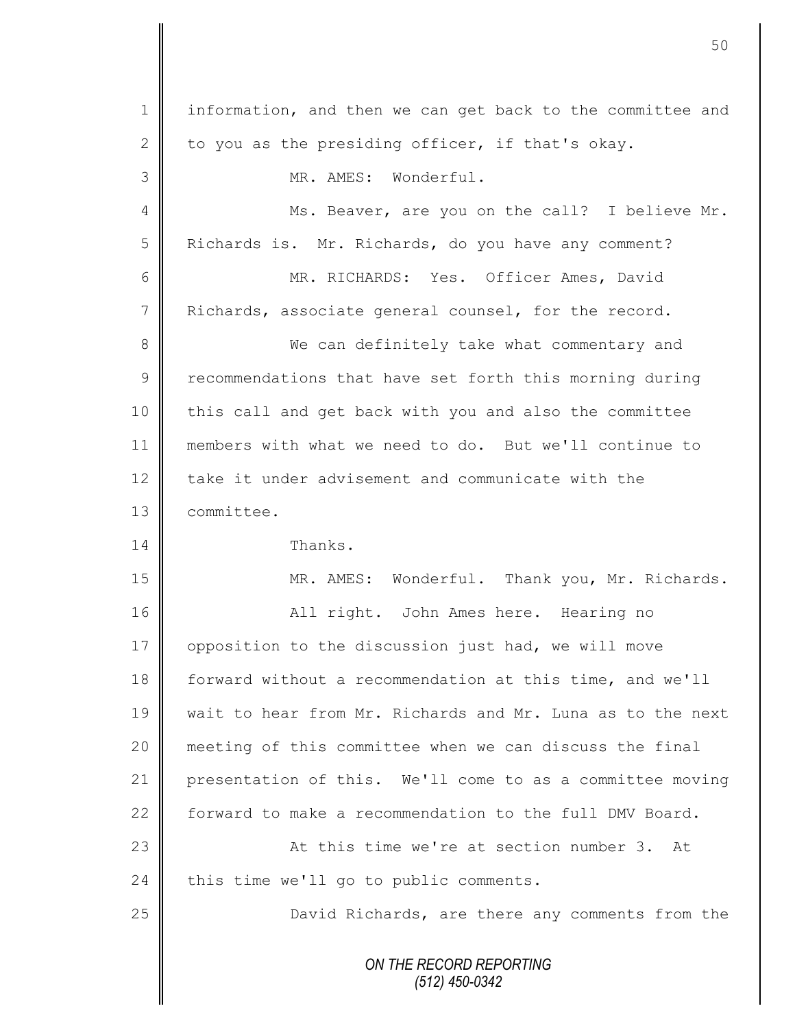information, and then we can get back to the committee and to you as the presiding officer, if that's okay.

MR. AMES: Wonderful.

Ms. Beaver, are you on the call? I believe Mr. Richards is. Mr. Richards, do you have any comment?

MR. RICHARDS: Yes. Officer Ames, David Richards, associate general counsel, for the record.

We can definitely take what commentary and recommendations that have set forth this morning during this call and get back with you and also the committee members with what we need to do. But we'll continue to take it under advisement and communicate with the committee.

Thanks.

MR. AMES: Wonderful. Thank you, Mr. Richards.

All right. John Ames here. Hearing no opposition to the discussion just had, we will move forward without a recommendation at this time, and we'll wait to hear from Mr. Richards and Mr. Luna as to the next meeting of this committee when we can discuss the final presentation of this. We'll come to as a committee moving forward to make a recommendation to the full DMV Board.

At this time we're at section number 3. At this time we'll go to public comments.

David Richards, are there any comments from the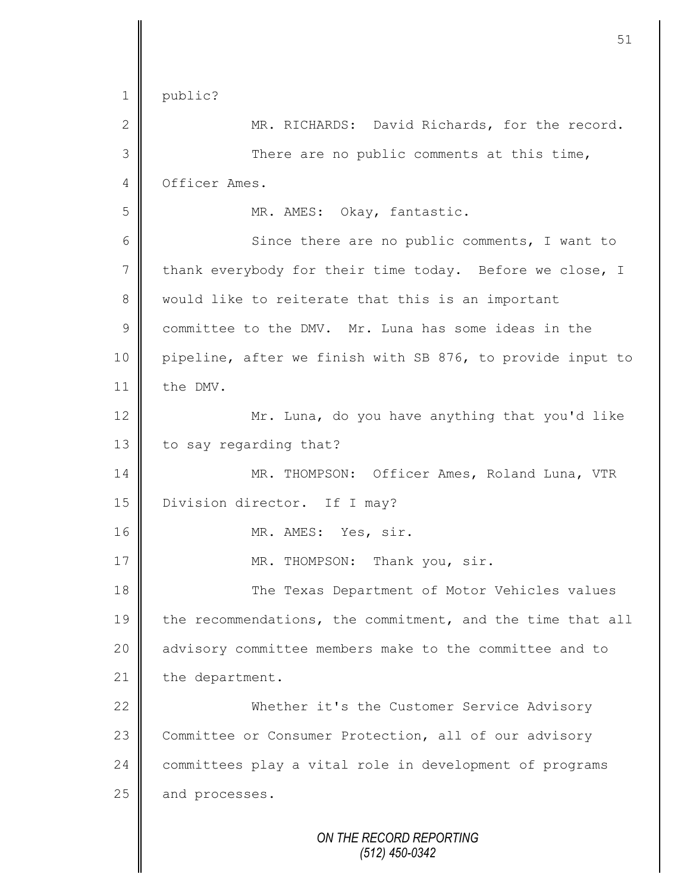1 public?

2 MR. RICHARDS: David Richards, for the record.

3 There are no public comments at this time,

4 Officer Ames.

5 MR. AMES: Okay, fantastic.

6 Since there are no public comments, I want to

7 thank everybody for their time today. Before we close, I

8 would like to reiterate that this is an important

9 committee to the DMV. Mr. Luna has some ideas in the

10 pipeline, after we finish with SB 876, to provide input to

11 the DMV.

12 Mr. Luna, do you have anything that you'd like

13 to say regarding that?

14 MR. THOMPSON: Officer Ames, Roland Luna, VTR

15 Division director. If I may?

16 MR. AMES: Yes, sir.

17 MR. THOMPSON: Thank you, sir.

18 The Texas Department of Motor Vehicles values

19 the recommendations, the commitment, and the time that all

20 advisory committee members make to the committee and to

21 the department.

22 Whether it's the Customer Service Advisory

23 Committee or Consumer Protection, all of our advisory

24 committees play a vital role in development of programs

25 and processes.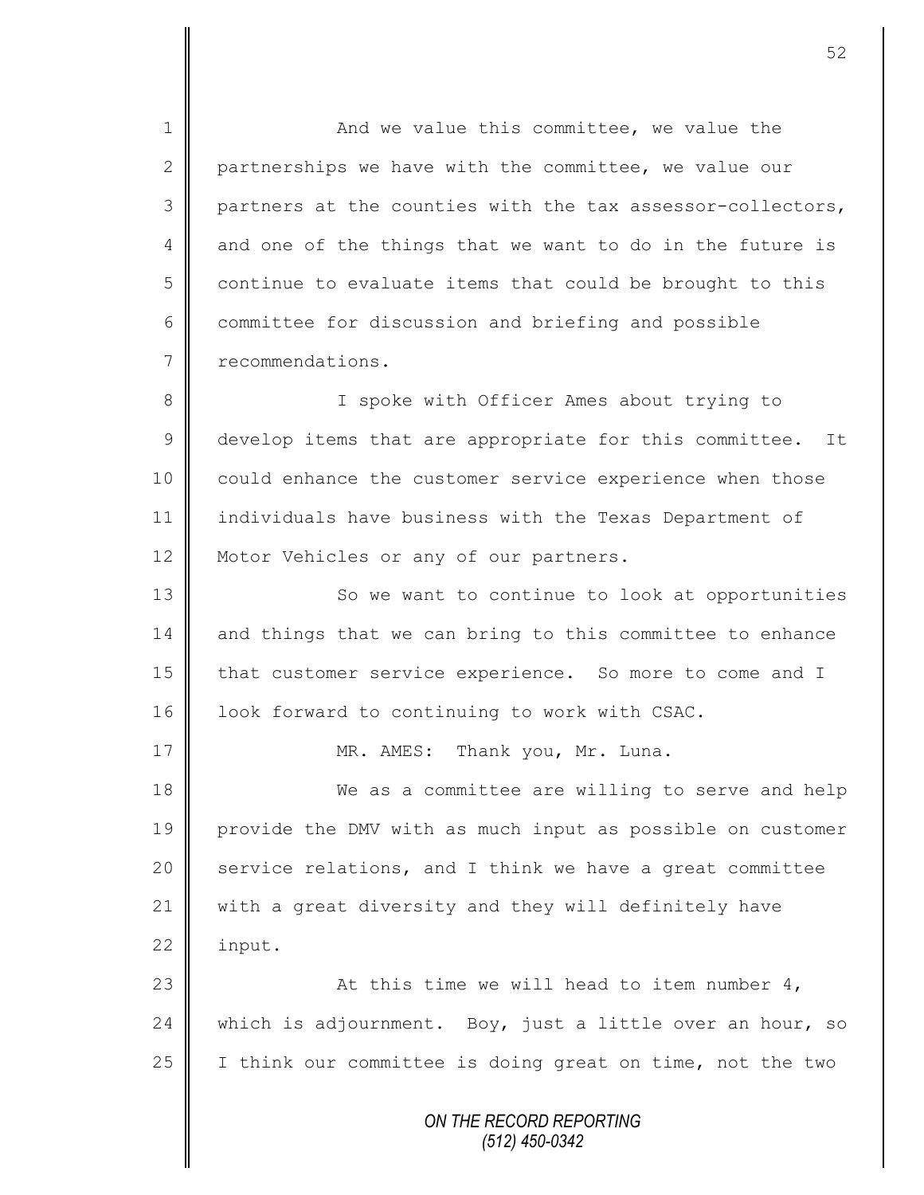And we value this committee, we value the partnerships we have with the committee, we value our partners at the counties with the tax assessor-collectors, and one of the things that we want to do in the future is continue to evaluate items that could be brought to this committee for discussion and briefing and possible recommendations.

I spoke with Officer Ames about trying to develop items that are appropriate for this committee. It could enhance the customer service experience when those individuals have business with the Texas Department of Motor Vehicles or any of our partners.

So we want to continue to look at opportunities and things that we can bring to this committee to enhance that customer service experience. So more to come and I look forward to continuing to work with CSAC.

MR. AMES: Thank you, Mr. Luna.

We as a committee are willing to serve and help provide the DMV with as much input as possible on customer service relations, and I think we have a great committee with a great diversity and they will definitely have input.

At this time we will head to item number 4, which is adjournment. Boy, just a little over an hour, so I think our committee is doing great on time, not the two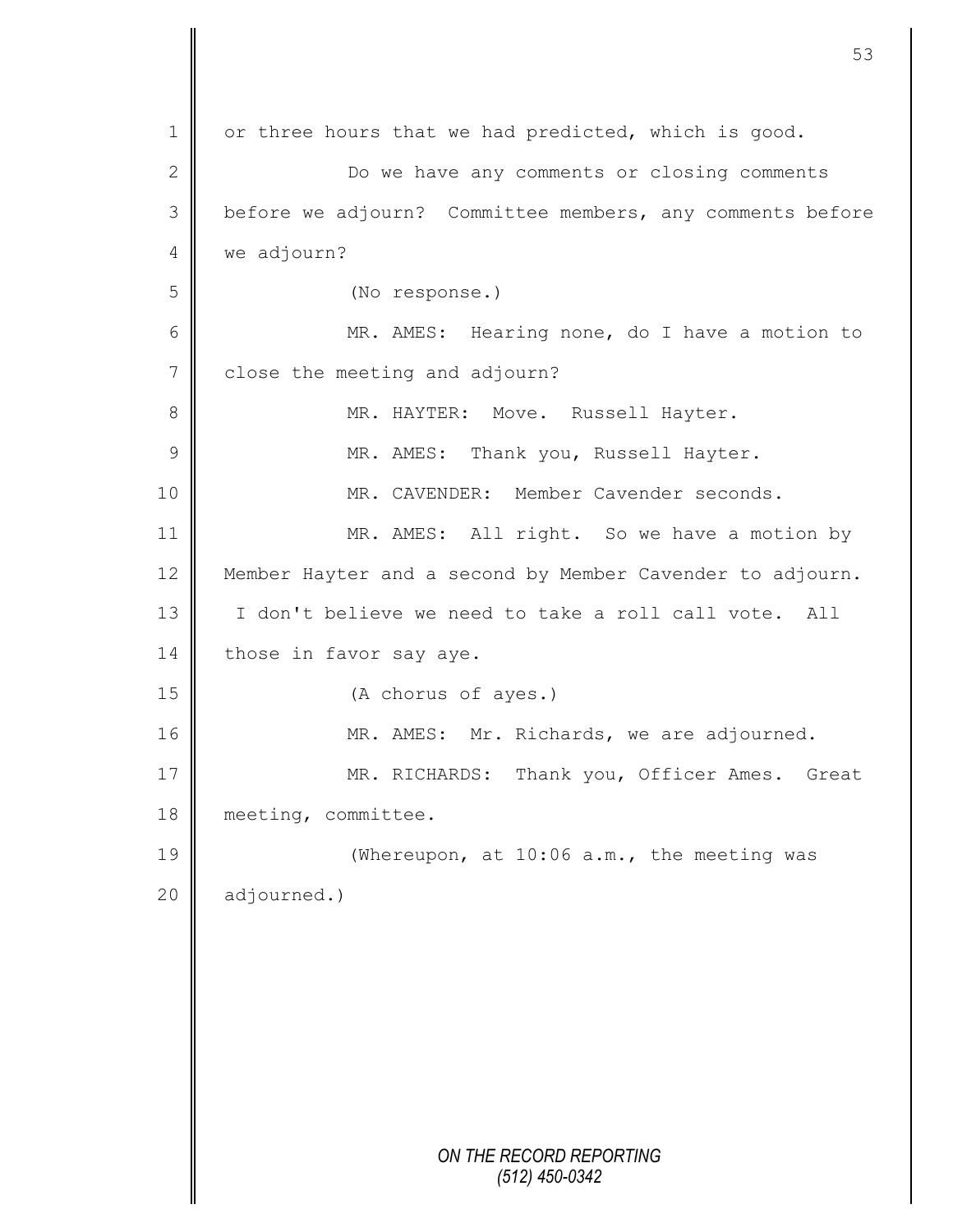or three hours that we had predicted, which is good.

Do we have any comments or closing comments before we adjourn? Committee members, any comments before we adjourn?

(No response.)

MR. AMES: Hearing none, do I have a motion to close the meeting and adjourn?

MR. HAYTER: Move. Russell Hayter.

MR. AMES: Thank you, Russell Hayter.

MR. CAVENDER: Member Cavender seconds.

MR. AMES: All right. So we have a motion by Member Hayter and a second by Member Cavender to adjourn. I don't believe we need to take a roll call vote. All those in favor say aye.

(A chorus of ayes.)

MR. AMES: Mr. Richards, we are adjourned.

MR. RICHARDS: Thank you, Officer Ames. Great meeting, committee.

(Whereupon, at 10:06 a.m., the meeting was adjourned.)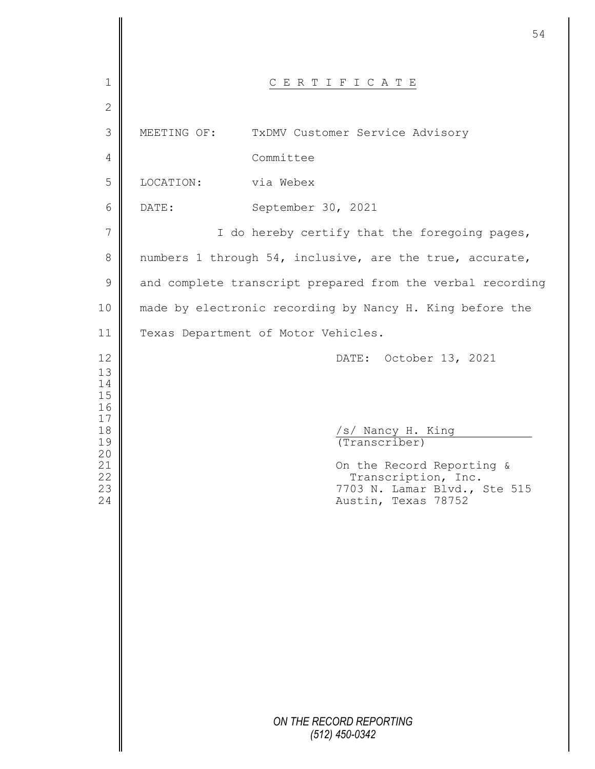# C E R T I F I C A T E

MEETING OF: TxDMV Customer Service Advisory Committee

LOCATION: via Webex

DATE: September 30, 2021

I do hereby certify that the foregoing pages, numbers 1 through 54, inclusive, are the true, accurate, and complete transcript prepared from the verbal recording made by electronic recording by Nancy H. King before the Texas Department of Motor Vehicles.

DATE: October 13, 2021

/s/ Nancy H. King
(Transcriber)

On the Record Reporting & Transcription, Inc.
7703 N. Lamar Blvd., Ste 515
Austin, Texas 78752